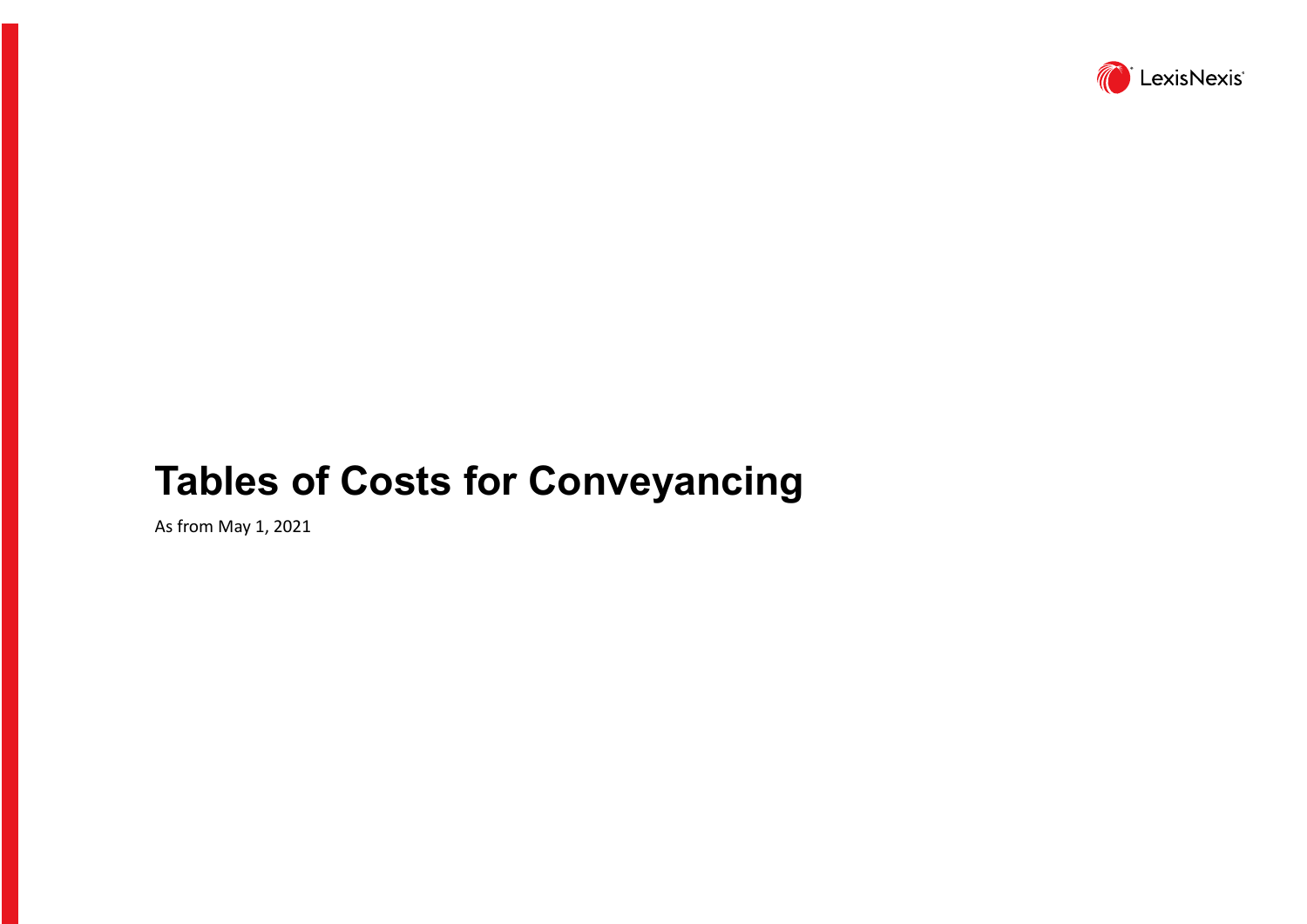LexisNexis

# Tables of Costs for Conveyancing

As from May 1, 2021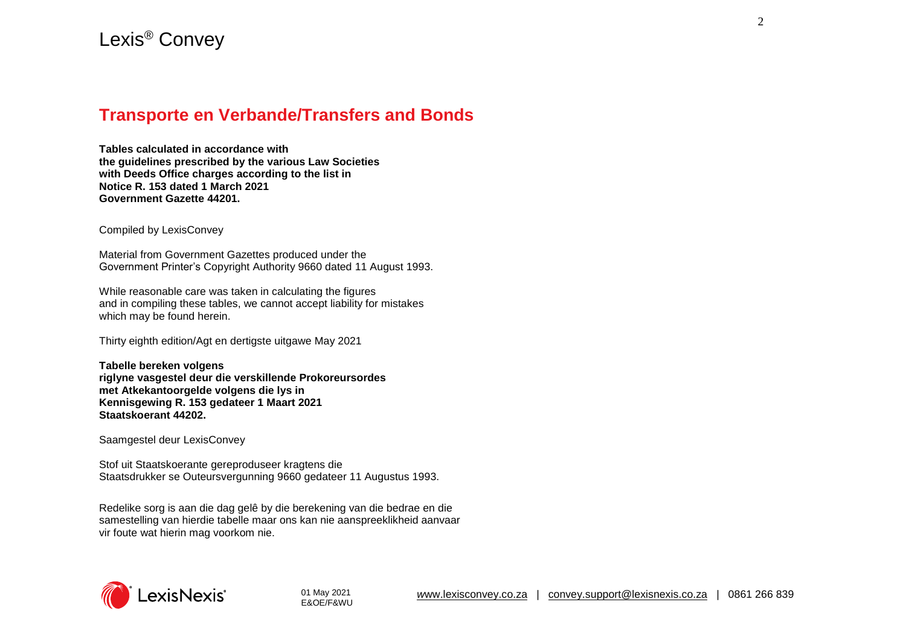## Transporte en Verbande/Transfers and Bonds

**Tables calculated in accordance with the guidelines prescribed by the various Law Societies with Deeds Office charges according to the list in Notice R. 153 dated 1 March 2021 Government Gazette 44201.**

Compiled by LexisConvey

Material from Government Gazettes produced under the Government Printer's Copyright Authority 9660 dated 11 August 1993.

While reasonable care was taken in calculating the figures and in compiling these tables, we cannot accept liability for mistakes which may be found herein.

Thirty eighth edition/Agt en dertigste uitgawe May 2021

**Tabelle bereken volgens riglyne vasgestel deur die verskillende Prokoreursordes met Atkekantoorgelde volgens die lys in Kennisgewing R. 153 gedateer 1 Maart 2021 Staatskoerant 44202.**

Saamgestel deur LexisConvey

Stof uit Staatskoerante gereproduseer kragtens die Staatsdrukker se Outeursvergunning 9660 gedateer 11 Augustus 1993.

Redelike sorg is aan die dag gelê by die berekening van die bedrae en die samestelling van hierdie tabelle maar ons kan nie aanspreeklikheid aanvaar vir foute wat hierin mag voorkom nie.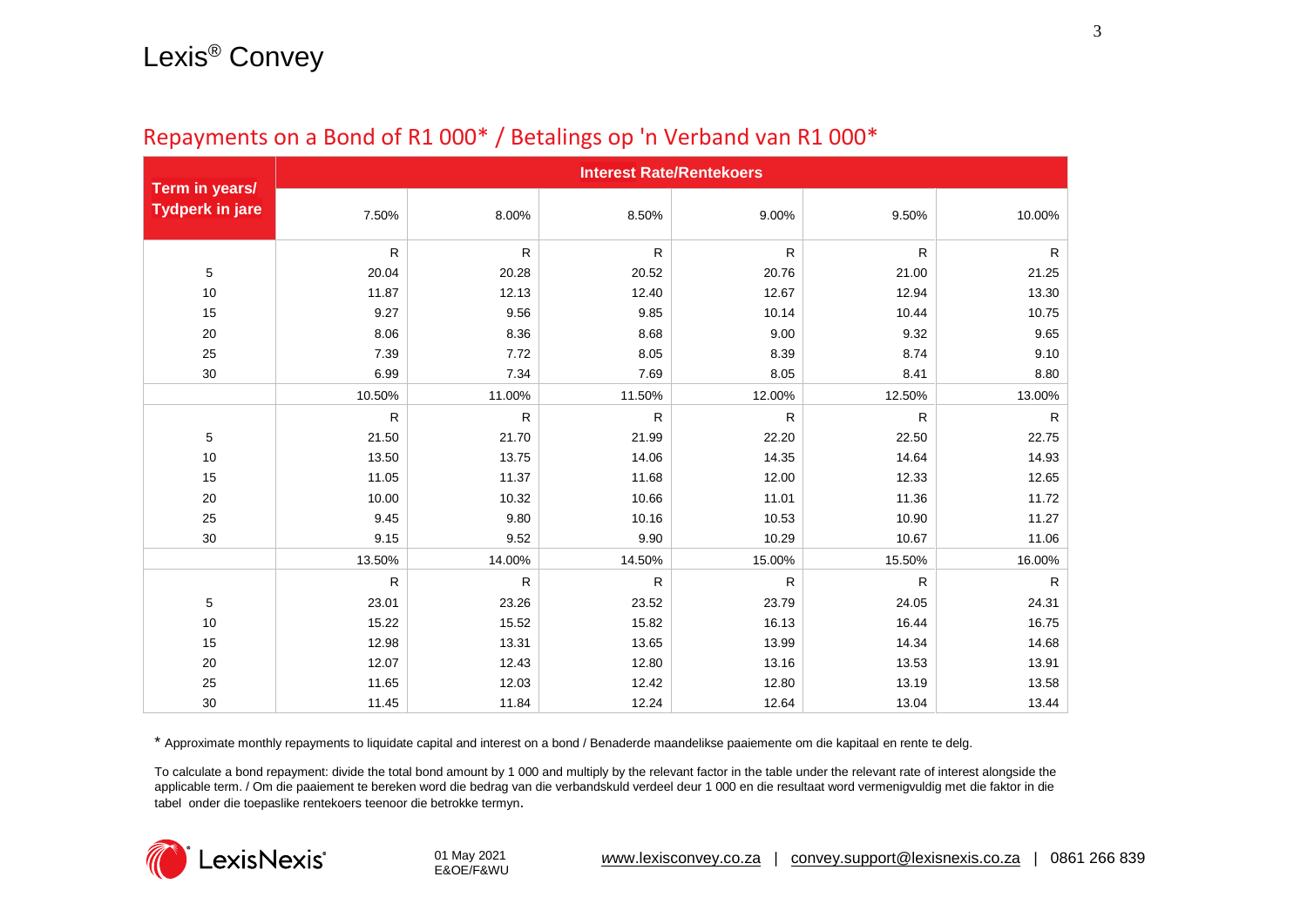Lexis® Convey

## Repayments on a Bond of R1 000* / Betalings op 'n Verband van R1 000*

| Term in years/ Tydperk in jare | Interest Rate/Rentekoers | | | | | |
|---|---|---|---|---|---|---|
| | 7.50% | 8.00% | 8.50% | 9.00% | 9.50% | 10.00% |
| | R | R | R | R | R | R |
| 5 | 20.04 | 20.28 | 20.52 | 20.76 | 21.00 | 21.25 |
| 10 | 11.87 | 12.13 | 12.40 | 12.67 | 12.94 | 13.30 |
| 15 | 9.27 | 9.56 | 9.85 | 10.14 | 10.44 | 10.75 |
| 20 | 8.06 | 8.36 | 8.68 | 9.00 | 9.32 | 9.65 |
| 25 | 7.39 | 7.72 | 8.05 | 8.39 | 8.74 | 9.10 |
| 30 | 6.99 | 7.34 | 7.69 | 8.05 | 8.41 | 8.80 |
| | 10.50% | 11.00% | 11.50% | 12.00% | 12.50% | 13.00% |
| | R | R | R | R | R | R |
| 5 | 21.50 | 21.70 | 21.99 | 22.20 | 22.50 | 22.75 |
| 10 | 13.50 | 13.75 | 14.06 | 14.35 | 14.64 | 14.93 |
| 15 | 11.05 | 11.37 | 11.68 | 12.00 | 12.33 | 12.65 |
| 20 | 10.00 | 10.32 | 10.66 | 11.01 | 11.36 | 11.72 |
| 25 | 9.45 | 9.80 | 10.16 | 10.53 | 10.90 | 11.27 |
| 30 | 9.15 | 9.52 | 9.90 | 10.29 | 10.67 | 11.06 |
| | 13.50% | 14.00% | 14.50% | 15.00% | 15.50% | 16.00% |
| | R | R | R | R | R | R |
| 5 | 23.01 | 23.26 | 23.52 | 23.79 | 24.05 | 24.31 |
| 10 | 15.22 | 15.52 | 15.82 | 16.13 | 16.44 | 16.75 |
| 15 | 12.98 | 13.31 | 13.65 | 13.99 | 14.34 | 14.68 |
| 20 | 12.07 | 12.43 | 12.80 | 13.16 | 13.53 | 13.91 |
| 25 | 11.65 | 12.03 | 12.42 | 12.80 | 13.19 | 13.58 |
| 30 | 11.45 | 11.84 | 12.24 | 12.64 | 13.04 | 13.44 |

\* Approximate monthly repayments to liquidate capital and interest on a bond / Benaderde maandelikse paaiemente om die kapitaal en rente te delg.

To calculate a bond repayment: divide the total bond amount by 1 000 and multiply by the relevant factor in the table under the relevant rate of interest alongside the applicable term. / Om die paaiement te bereken word die bedrag van die verbandskuld verdeel deur 1 000 en die resultaat word vermenigvuldig met die faktor in die tabel onder die toepaslike rentekoers teenoor die betrokke termyn.

LexisNexis®

01 May 2021
E&OE/F&WU

www.lexisconvey.co.za | convey.support@lexisnexis.co.za | 0861 266 839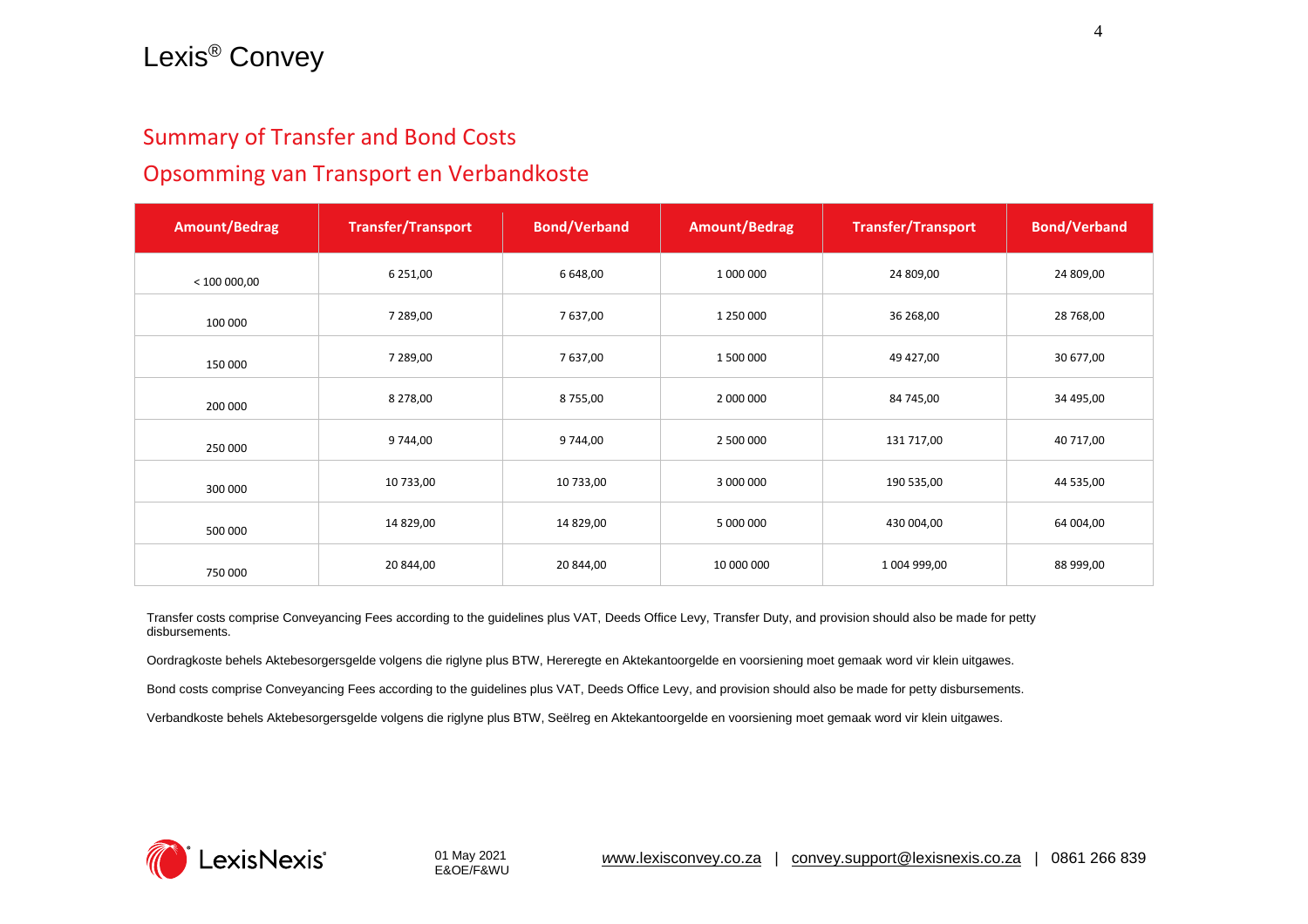## Summary of Transfer and Bond Costs

## Opsomming van Transport en Verbandkoste

| Amount/Bedrag | Transfer/Transport | Bond/Verband | Amount/Bedrag | Transfer/Transport | Bond/Verband |
|---|---|---|---|---|---|
| < 100 000,00 | 6 251,00 | 6 648,00 | 1 000 000 | 24 809,00 | 24 809,00 |
| 100 000 | 7 289,00 | 7 637,00 | 1 250 000 | 36 268,00 | 28 768,00 |
| 150 000 | 7 289,00 | 7 637,00 | 1 500 000 | 49 427,00 | 30 677,00 |
| 200 000 | 8 278,00 | 8 755,00 | 2 000 000 | 84 745,00 | 34 495,00 |
| 250 000 | 9 744,00 | 9 744,00 | 2 500 000 | 131 717,00 | 40 717,00 |
| 300 000 | 10 733,00 | 10 733,00 | 3 000 000 | 190 535,00 | 44 535,00 |
| 500 000 | 14 829,00 | 14 829,00 | 5 000 000 | 430 004,00 | 64 004,00 |
| 750 000 | 20 844,00 | 20 844,00 | 10 000 000 | 1 004 999,00 | 88 999,00 |

Transfer costs comprise Conveyancing Fees according to the guidelines plus VAT, Deeds Office Levy, Transfer Duty, and provision should also be made for petty disbursements.

Oordragkoste behels Aktebesorgersgelde volgens die riglyne plus BTW, Hereregte en Aktekantoorgelde en voorsiening moet gemaak word vir klein uitgawes.

Bond costs comprise Conveyancing Fees according to the guidelines plus VAT, Deeds Office Levy, and provision should also be made for petty disbursements.

Verbandkoste behels Aktebesorgersgelde volgens die riglyne plus BTW, Seëlreg en Aktekantoorgelde en voorsiening moet gemaak word vir klein uitgawes.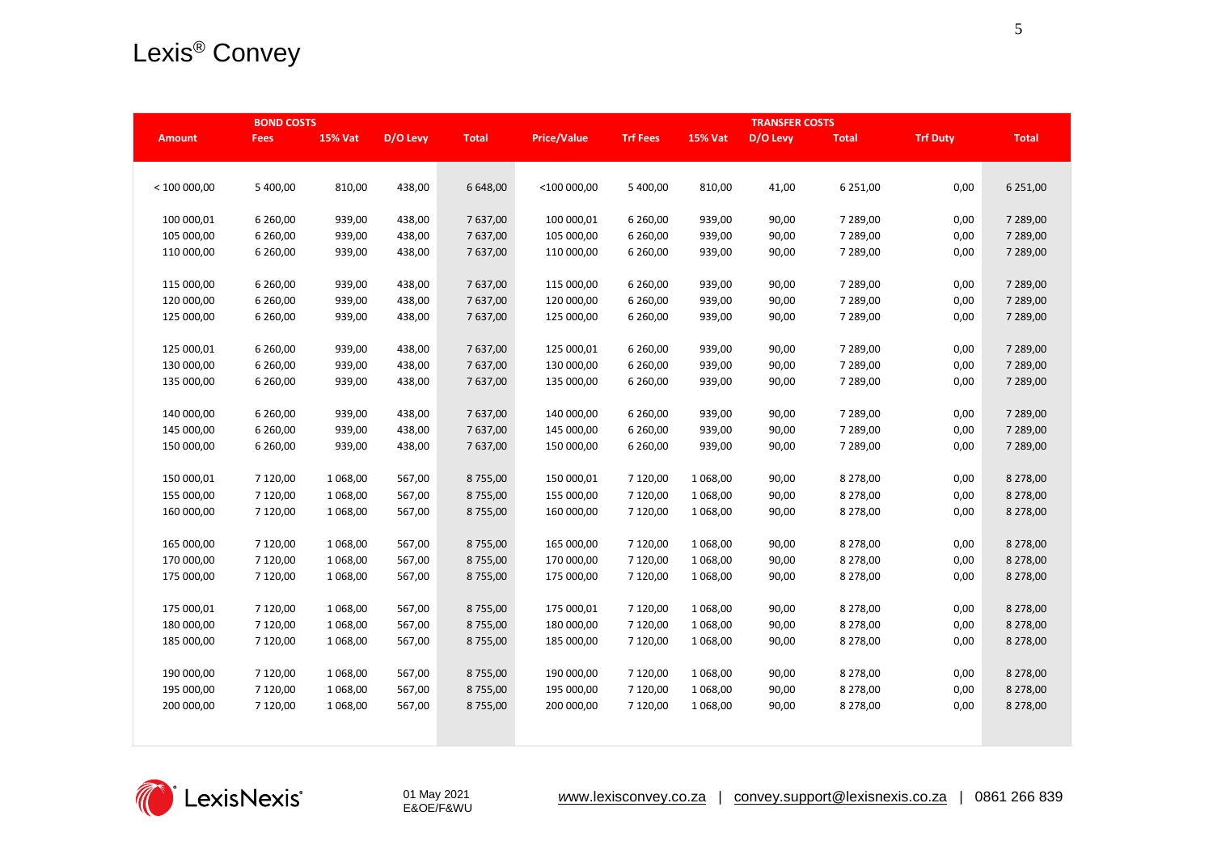| Amount | BOND COSTS Fees | 15% Vat | D/O Levy | Total | Price/Value | TRANSFER COSTS Trf Fees | 15% Vat | D/O Levy | Total | Trf Duty | Total |
|---|---|---|---|---|---|---|---|---|---|---|---|
| < 100 000,00 | 5 400,00 | 810,00 | 438,00 | 6 648,00 | <100 000,00 | 5 400,00 | 810,00 | 41,00 | 6 251,00 | 0,00 | 6 251,00 |
| 100 000,01 | 6 260,00 | 939,00 | 438,00 | 7 637,00 | 100 000,01 | 6 260,00 | 939,00 | 90,00 | 7 289,00 | 0,00 | 7 289,00 |
| 105 000,00 | 6 260,00 | 939,00 | 438,00 | 7 637,00 | 105 000,00 | 6 260,00 | 939,00 | 90,00 | 7 289,00 | 0,00 | 7 289,00 |
| 110 000,00 | 6 260,00 | 939,00 | 438,00 | 7 637,00 | 110 000,00 | 6 260,00 | 939,00 | 90,00 | 7 289,00 | 0,00 | 7 289,00 |
| 115 000,00 | 6 260,00 | 939,00 | 438,00 | 7 637,00 | 115 000,00 | 6 260,00 | 939,00 | 90,00 | 7 289,00 | 0,00 | 7 289,00 |
| 120 000,00 | 6 260,00 | 939,00 | 438,00 | 7 637,00 | 120 000,00 | 6 260,00 | 939,00 | 90,00 | 7 289,00 | 0,00 | 7 289,00 |
| 125 000,00 | 6 260,00 | 939,00 | 438,00 | 7 637,00 | 125 000,00 | 6 260,00 | 939,00 | 90,00 | 7 289,00 | 0,00 | 7 289,00 |
| 125 000,01 | 6 260,00 | 939,00 | 438,00 | 7 637,00 | 125 000,01 | 6 260,00 | 939,00 | 90,00 | 7 289,00 | 0,00 | 7 289,00 |
| 130 000,00 | 6 260,00 | 939,00 | 438,00 | 7 637,00 | 130 000,00 | 6 260,00 | 939,00 | 90,00 | 7 289,00 | 0,00 | 7 289,00 |
| 135 000,00 | 6 260,00 | 939,00 | 438,00 | 7 637,00 | 135 000,00 | 6 260,00 | 939,00 | 90,00 | 7 289,00 | 0,00 | 7 289,00 |
| 140 000,00 | 6 260,00 | 939,00 | 438,00 | 7 637,00 | 140 000,00 | 6 260,00 | 939,00 | 90,00 | 7 289,00 | 0,00 | 7 289,00 |
| 145 000,00 | 6 260,00 | 939,00 | 438,00 | 7 637,00 | 145 000,00 | 6 260,00 | 939,00 | 90,00 | 7 289,00 | 0,00 | 7 289,00 |
| 150 000,00 | 6 260,00 | 939,00 | 438,00 | 7 637,00 | 150 000,00 | 6 260,00 | 939,00 | 90,00 | 7 289,00 | 0,00 | 7 289,00 |
| 150 000,01 | 7 120,00 | 1 068,00 | 567,00 | 8 755,00 | 150 000,01 | 7 120,00 | 1 068,00 | 90,00 | 8 278,00 | 0,00 | 8 278,00 |
| 155 000,00 | 7 120,00 | 1 068,00 | 567,00 | 8 755,00 | 155 000,00 | 7 120,00 | 1 068,00 | 90,00 | 8 278,00 | 0,00 | 8 278,00 |
| 160 000,00 | 7 120,00 | 1 068,00 | 567,00 | 8 755,00 | 160 000,00 | 7 120,00 | 1 068,00 | 90,00 | 8 278,00 | 0,00 | 8 278,00 |
| 165 000,00 | 7 120,00 | 1 068,00 | 567,00 | 8 755,00 | 165 000,00 | 7 120,00 | 1 068,00 | 90,00 | 8 278,00 | 0,00 | 8 278,00 |
| 170 000,00 | 7 120,00 | 1 068,00 | 567,00 | 8 755,00 | 170 000,00 | 7 120,00 | 1 068,00 | 90,00 | 8 278,00 | 0,00 | 8 278,00 |
| 175 000,00 | 7 120,00 | 1 068,00 | 567,00 | 8 755,00 | 175 000,00 | 7 120,00 | 1 068,00 | 90,00 | 8 278,00 | 0,00 | 8 278,00 |
| 175 000,01 | 7 120,00 | 1 068,00 | 567,00 | 8 755,00 | 175 000,01 | 7 120,00 | 1 068,00 | 90,00 | 8 278,00 | 0,00 | 8 278,00 |
| 180 000,00 | 7 120,00 | 1 068,00 | 567,00 | 8 755,00 | 180 000,00 | 7 120,00 | 1 068,00 | 90,00 | 8 278,00 | 0,00 | 8 278,00 |
| 185 000,00 | 7 120,00 | 1 068,00 | 567,00 | 8 755,00 | 185 000,00 | 7 120,00 | 1 068,00 | 90,00 | 8 278,00 | 0,00 | 8 278,00 |
| 190 000,00 | 7 120,00 | 1 068,00 | 567,00 | 8 755,00 | 190 000,00 | 7 120,00 | 1 068,00 | 90,00 | 8 278,00 | 0,00 | 8 278,00 |
| 195 000,00 | 7 120,00 | 1 068,00 | 567,00 | 8 755,00 | 195 000,00 | 7 120,00 | 1 068,00 | 90,00 | 8 278,00 | 0,00 | 8 278,00 |
| 200 000,00 | 7 120,00 | 1 068,00 | 567,00 | 8 755,00 | 200 000,00 | 7 120,00 | 1 068,00 | 90,00 | 8 278,00 | 0,00 | 8 278,00 |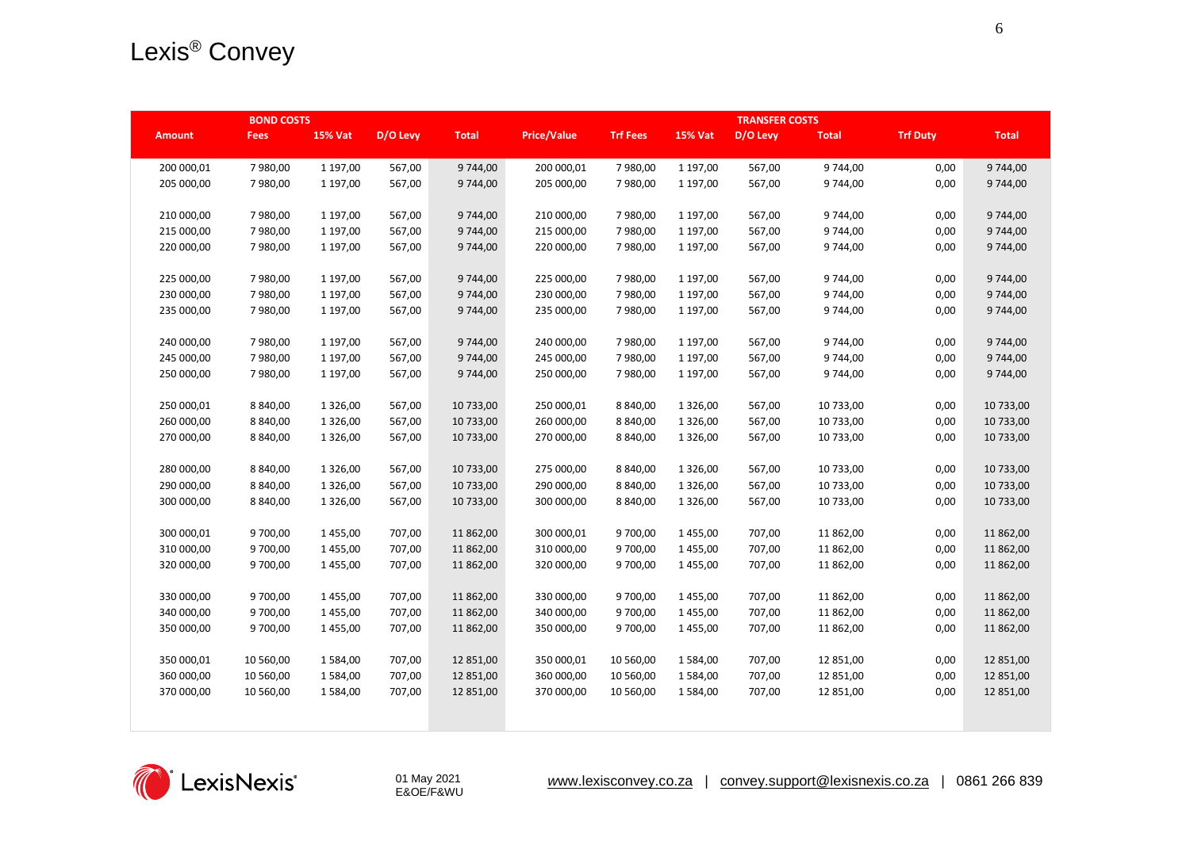| | BOND COSTS | | | | | | | TRANSFER COSTS | | | |
|---|---|---|---|---|---|---|---|---|---|---|---|
| Amount | Fees | 15% Vat | D/O Levy | Total | Price/Value | Trf Fees | 15% Vat | D/O Levy | Total | Trf Duty | Total |
| 200 000,01 | 7 980,00 | 1 197,00 | 567,00 | 9 744,00 | 200 000,01 | 7 980,00 | 1 197,00 | 567,00 | 9 744,00 | 0,00 | 9 744,00 |
| 205 000,00 | 7 980,00 | 1 197,00 | 567,00 | 9 744,00 | 205 000,00 | 7 980,00 | 1 197,00 | 567,00 | 9 744,00 | 0,00 | 9 744,00 |
| 210 000,00 | 7 980,00 | 1 197,00 | 567,00 | 9 744,00 | 210 000,00 | 7 980,00 | 1 197,00 | 567,00 | 9 744,00 | 0,00 | 9 744,00 |
| 215 000,00 | 7 980,00 | 1 197,00 | 567,00 | 9 744,00 | 215 000,00 | 7 980,00 | 1 197,00 | 567,00 | 9 744,00 | 0,00 | 9 744,00 |
| 220 000,00 | 7 980,00 | 1 197,00 | 567,00 | 9 744,00 | 220 000,00 | 7 980,00 | 1 197,00 | 567,00 | 9 744,00 | 0,00 | 9 744,00 |
| 225 000,00 | 7 980,00 | 1 197,00 | 567,00 | 9 744,00 | 225 000,00 | 7 980,00 | 1 197,00 | 567,00 | 9 744,00 | 0,00 | 9 744,00 |
| 230 000,00 | 7 980,00 | 1 197,00 | 567,00 | 9 744,00 | 230 000,00 | 7 980,00 | 1 197,00 | 567,00 | 9 744,00 | 0,00 | 9 744,00 |
| 235 000,00 | 7 980,00 | 1 197,00 | 567,00 | 9 744,00 | 235 000,00 | 7 980,00 | 1 197,00 | 567,00 | 9 744,00 | 0,00 | 9 744,00 |
| 240 000,00 | 7 980,00 | 1 197,00 | 567,00 | 9 744,00 | 240 000,00 | 7 980,00 | 1 197,00 | 567,00 | 9 744,00 | 0,00 | 9 744,00 |
| 245 000,00 | 7 980,00 | 1 197,00 | 567,00 | 9 744,00 | 245 000,00 | 7 980,00 | 1 197,00 | 567,00 | 9 744,00 | 0,00 | 9 744,00 |
| 250 000,00 | 7 980,00 | 1 197,00 | 567,00 | 9 744,00 | 250 000,00 | 7 980,00 | 1 197,00 | 567,00 | 9 744,00 | 0,00 | 9 744,00 |
| 250 000,01 | 8 840,00 | 1 326,00 | 567,00 | 10 733,00 | 250 000,01 | 8 840,00 | 1 326,00 | 567,00 | 10 733,00 | 0,00 | 10 733,00 |
| 260 000,00 | 8 840,00 | 1 326,00 | 567,00 | 10 733,00 | 260 000,00 | 8 840,00 | 1 326,00 | 567,00 | 10 733,00 | 0,00 | 10 733,00 |
| 270 000,00 | 8 840,00 | 1 326,00 | 567,00 | 10 733,00 | 270 000,00 | 8 840,00 | 1 326,00 | 567,00 | 10 733,00 | 0,00 | 10 733,00 |
| 280 000,00 | 8 840,00 | 1 326,00 | 567,00 | 10 733,00 | 275 000,00 | 8 840,00 | 1 326,00 | 567,00 | 10 733,00 | 0,00 | 10 733,00 |
| 290 000,00 | 8 840,00 | 1 326,00 | 567,00 | 10 733,00 | 290 000,00 | 8 840,00 | 1 326,00 | 567,00 | 10 733,00 | 0,00 | 10 733,00 |
| 300 000,00 | 8 840,00 | 1 326,00 | 567,00 | 10 733,00 | 300 000,00 | 8 840,00 | 1 326,00 | 567,00 | 10 733,00 | 0,00 | 10 733,00 |
| 300 000,01 | 9 700,00 | 1 455,00 | 707,00 | 11 862,00 | 300 000,01 | 9 700,00 | 1 455,00 | 707,00 | 11 862,00 | 0,00 | 11 862,00 |
| 310 000,00 | 9 700,00 | 1 455,00 | 707,00 | 11 862,00 | 310 000,00 | 9 700,00 | 1 455,00 | 707,00 | 11 862,00 | 0,00 | 11 862,00 |
| 320 000,00 | 9 700,00 | 1 455,00 | 707,00 | 11 862,00 | 320 000,00 | 9 700,00 | 1 455,00 | 707,00 | 11 862,00 | 0,00 | 11 862,00 |
| 330 000,00 | 9 700,00 | 1 455,00 | 707,00 | 11 862,00 | 330 000,00 | 9 700,00 | 1 455,00 | 707,00 | 11 862,00 | 0,00 | 11 862,00 |
| 340 000,00 | 9 700,00 | 1 455,00 | 707,00 | 11 862,00 | 340 000,00 | 9 700,00 | 1 455,00 | 707,00 | 11 862,00 | 0,00 | 11 862,00 |
| 350 000,00 | 9 700,00 | 1 455,00 | 707,00 | 11 862,00 | 350 000,00 | 9 700,00 | 1 455,00 | 707,00 | 11 862,00 | 0,00 | 11 862,00 |
| 350 000,01 | 10 560,00 | 1 584,00 | 707,00 | 12 851,00 | 350 000,01 | 10 560,00 | 1 584,00 | 707,00 | 12 851,00 | 0,00 | 12 851,00 |
| 360 000,00 | 10 560,00 | 1 584,00 | 707,00 | 12 851,00 | 360 000,00 | 10 560,00 | 1 584,00 | 707,00 | 12 851,00 | 0,00 | 12 851,00 |
| 370 000,00 | 10 560,00 | 1 584,00 | 707,00 | 12 851,00 | 370 000,00 | 10 560,00 | 1 584,00 | 707,00 | 12 851,00 | 0,00 | 12 851,00 |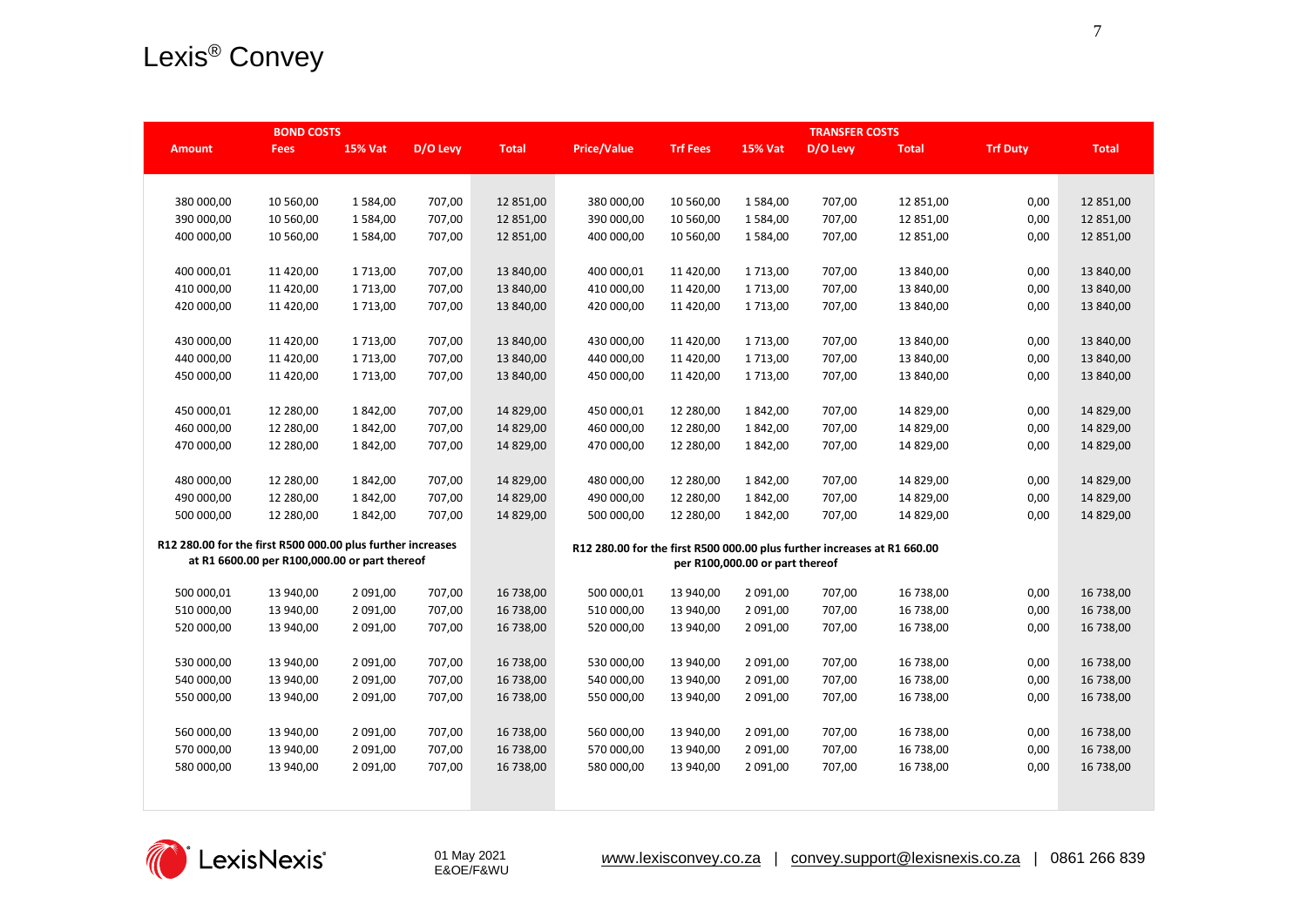# Lexis® Convey

| BOND COSTS | | | | | TRANSFER COSTS | | | | | | |
|---|---|---|---|---|---|---|---|---|---|---|---|
| Amount | Fees | 15% Vat | D/O Levy | Total | Price/Value | Trf Fees | 15% Vat | D/O Levy | Total | Trf Duty | Total |
| 380 000,00 | 10 560,00 | 1 584,00 | 707,00 | 12 851,00 | 380 000,00 | 10 560,00 | 1 584,00 | 707,00 | 12 851,00 | 0,00 | 12 851,00 |
| 390 000,00 | 10 560,00 | 1 584,00 | 707,00 | 12 851,00 | 390 000,00 | 10 560,00 | 1 584,00 | 707,00 | 12 851,00 | 0,00 | 12 851,00 |
| 400 000,00 | 10 560,00 | 1 584,00 | 707,00 | 12 851,00 | 400 000,00 | 10 560,00 | 1 584,00 | 707,00 | 12 851,00 | 0,00 | 12 851,00 |
| 400 000,01 | 11 420,00 | 1 713,00 | 707,00 | 13 840,00 | 400 000,01 | 11 420,00 | 1 713,00 | 707,00 | 13 840,00 | 0,00 | 13 840,00 |
| 410 000,00 | 11 420,00 | 1 713,00 | 707,00 | 13 840,00 | 410 000,00 | 11 420,00 | 1 713,00 | 707,00 | 13 840,00 | 0,00 | 13 840,00 |
| 420 000,00 | 11 420,00 | 1 713,00 | 707,00 | 13 840,00 | 420 000,00 | 11 420,00 | 1 713,00 | 707,00 | 13 840,00 | 0,00 | 13 840,00 |
| 430 000,00 | 11 420,00 | 1 713,00 | 707,00 | 13 840,00 | 430 000,00 | 11 420,00 | 1 713,00 | 707,00 | 13 840,00 | 0,00 | 13 840,00 |
| 440 000,00 | 11 420,00 | 1 713,00 | 707,00 | 13 840,00 | 440 000,00 | 11 420,00 | 1 713,00 | 707,00 | 13 840,00 | 0,00 | 13 840,00 |
| 450 000,00 | 11 420,00 | 1 713,00 | 707,00 | 13 840,00 | 450 000,00 | 11 420,00 | 1 713,00 | 707,00 | 13 840,00 | 0,00 | 13 840,00 |
| 450 000,01 | 12 280,00 | 1 842,00 | 707,00 | 14 829,00 | 450 000,01 | 12 280,00 | 1 842,00 | 707,00 | 14 829,00 | 0,00 | 14 829,00 |
| 460 000,00 | 12 280,00 | 1 842,00 | 707,00 | 14 829,00 | 460 000,00 | 12 280,00 | 1 842,00 | 707,00 | 14 829,00 | 0,00 | 14 829,00 |
| 470 000,00 | 12 280,00 | 1 842,00 | 707,00 | 14 829,00 | 470 000,00 | 12 280,00 | 1 842,00 | 707,00 | 14 829,00 | 0,00 | 14 829,00 |
| 480 000,00 | 12 280,00 | 1 842,00 | 707,00 | 14 829,00 | 480 000,00 | 12 280,00 | 1 842,00 | 707,00 | 14 829,00 | 0,00 | 14 829,00 |
| 490 000,00 | 12 280,00 | 1 842,00 | 707,00 | 14 829,00 | 490 000,00 | 12 280,00 | 1 842,00 | 707,00 | 14 829,00 | 0,00 | 14 829,00 |
| 500 000,00 | 12 280,00 | 1 842,00 | 707,00 | 14 829,00 | 500 000,00 | 12 280,00 | 1 842,00 | 707,00 | 14 829,00 | 0,00 | 14 829,00 |
| **R12 280.00 for the first R500 000.00 plus further increases at R1 6600.00 per R100,000.00 or part thereof** | | | | | **R12 280.00 for the first R500 000.00 plus further increases at R1 660.00 per R100,000.00 or part thereof** | | | | | | |
| 500 000,01 | 13 940,00 | 2 091,00 | 707,00 | 16 738,00 | 500 000,01 | 13 940,00 | 2 091,00 | 707,00 | 16 738,00 | 0,00 | 16 738,00 |
| 510 000,00 | 13 940,00 | 2 091,00 | 707,00 | 16 738,00 | 510 000,00 | 13 940,00 | 2 091,00 | 707,00 | 16 738,00 | 0,00 | 16 738,00 |
| 520 000,00 | 13 940,00 | 2 091,00 | 707,00 | 16 738,00 | 520 000,00 | 13 940,00 | 2 091,00 | 707,00 | 16 738,00 | 0,00 | 16 738,00 |
| 530 000,00 | 13 940,00 | 2 091,00 | 707,00 | 16 738,00 | 530 000,00 | 13 940,00 | 2 091,00 | 707,00 | 16 738,00 | 0,00 | 16 738,00 |
| 540 000,00 | 13 940,00 | 2 091,00 | 707,00 | 16 738,00 | 540 000,00 | 13 940,00 | 2 091,00 | 707,00 | 16 738,00 | 0,00 | 16 738,00 |
| 550 000,00 | 13 940,00 | 2 091,00 | 707,00 | 16 738,00 | 550 000,00 | 13 940,00 | 2 091,00 | 707,00 | 16 738,00 | 0,00 | 16 738,00 |
| 560 000,00 | 13 940,00 | 2 091,00 | 707,00 | 16 738,00 | 560 000,00 | 13 940,00 | 2 091,00 | 707,00 | 16 738,00 | 0,00 | 16 738,00 |
| 570 000,00 | 13 940,00 | 2 091,00 | 707,00 | 16 738,00 | 570 000,00 | 13 940,00 | 2 091,00 | 707,00 | 16 738,00 | 0,00 | 16 738,00 |
| 580 000,00 | 13 940,00 | 2 091,00 | 707,00 | 16 738,00 | 580 000,00 | 13 940,00 | 2 091,00 | 707,00 | 16 738,00 | 0,00 | 16 738,00 |

LexisNexis®

01 May 2021
E&OE/F&WU

www.lexisconvey.co.za | convey.support@lexisnexis.co.za | 0861 266 839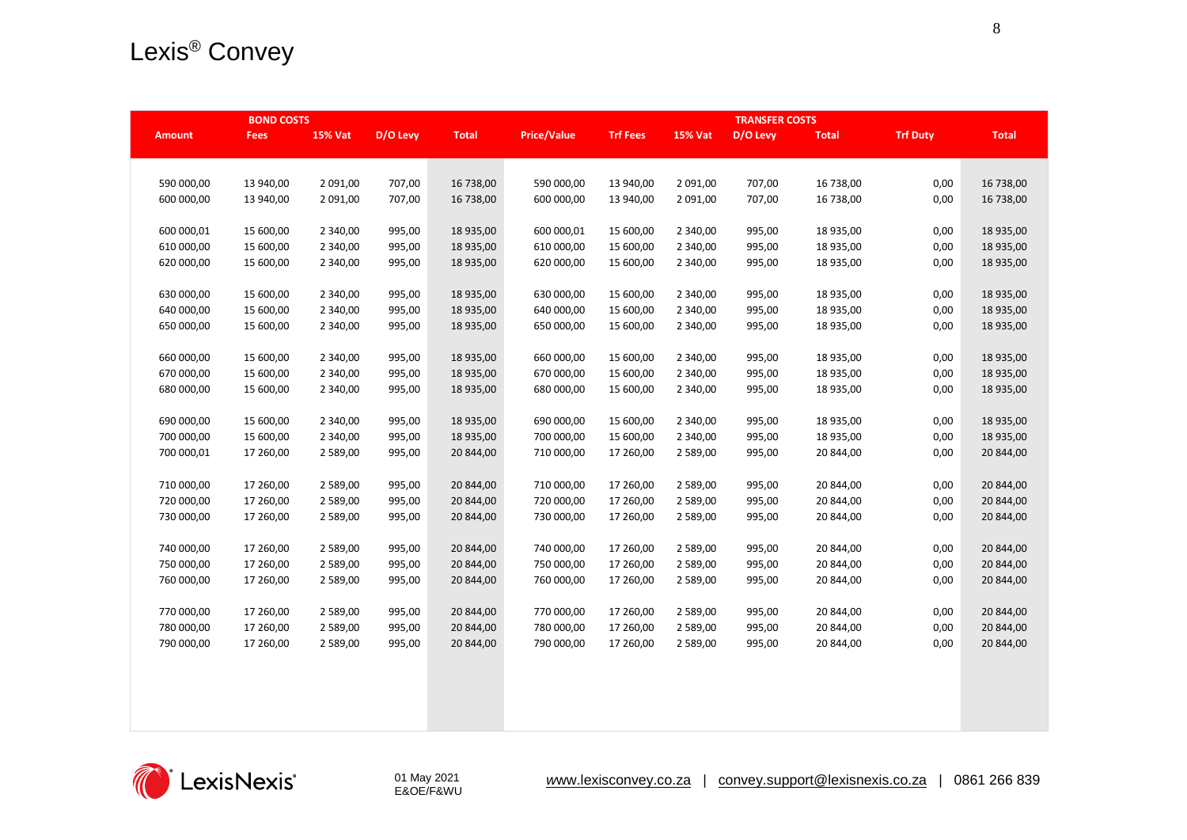| BOND COSTS | | | | | TRANSFER COSTS | | | | | | |
|---|---|---|---|---|---|---|---|---|---|---|---|
| Amount | Fees | 15% Vat | D/O Levy | Total | Price/Value | Trf Fees | 15% Vat | D/O Levy | Total | Trf Duty | Total |
| 590 000,00 | 13 940,00 | 2 091,00 | 707,00 | 16 738,00 | 590 000,00 | 13 940,00 | 2 091,00 | 707,00 | 16 738,00 | 0,00 | 16 738,00 |
| 600 000,00 | 13 940,00 | 2 091,00 | 707,00 | 16 738,00 | 600 000,00 | 13 940,00 | 2 091,00 | 707,00 | 16 738,00 | 0,00 | 16 738,00 |
| 600 000,01 | 15 600,00 | 2 340,00 | 995,00 | 18 935,00 | 600 000,01 | 15 600,00 | 2 340,00 | 995,00 | 18 935,00 | 0,00 | 18 935,00 |
| 610 000,00 | 15 600,00 | 2 340,00 | 995,00 | 18 935,00 | 610 000,00 | 15 600,00 | 2 340,00 | 995,00 | 18 935,00 | 0,00 | 18 935,00 |
| 620 000,00 | 15 600,00 | 2 340,00 | 995,00 | 18 935,00 | 620 000,00 | 15 600,00 | 2 340,00 | 995,00 | 18 935,00 | 0,00 | 18 935,00 |
| 630 000,00 | 15 600,00 | 2 340,00 | 995,00 | 18 935,00 | 630 000,00 | 15 600,00 | 2 340,00 | 995,00 | 18 935,00 | 0,00 | 18 935,00 |
| 640 000,00 | 15 600,00 | 2 340,00 | 995,00 | 18 935,00 | 640 000,00 | 15 600,00 | 2 340,00 | 995,00 | 18 935,00 | 0,00 | 18 935,00 |
| 650 000,00 | 15 600,00 | 2 340,00 | 995,00 | 18 935,00 | 650 000,00 | 15 600,00 | 2 340,00 | 995,00 | 18 935,00 | 0,00 | 18 935,00 |
| 660 000,00 | 15 600,00 | 2 340,00 | 995,00 | 18 935,00 | 660 000,00 | 15 600,00 | 2 340,00 | 995,00 | 18 935,00 | 0,00 | 18 935,00 |
| 670 000,00 | 15 600,00 | 2 340,00 | 995,00 | 18 935,00 | 670 000,00 | 15 600,00 | 2 340,00 | 995,00 | 18 935,00 | 0,00 | 18 935,00 |
| 680 000,00 | 15 600,00 | 2 340,00 | 995,00 | 18 935,00 | 680 000,00 | 15 600,00 | 2 340,00 | 995,00 | 18 935,00 | 0,00 | 18 935,00 |
| 690 000,00 | 15 600,00 | 2 340,00 | 995,00 | 18 935,00 | 690 000,00 | 15 600,00 | 2 340,00 | 995,00 | 18 935,00 | 0,00 | 18 935,00 |
| 700 000,00 | 15 600,00 | 2 340,00 | 995,00 | 18 935,00 | 700 000,00 | 15 600,00 | 2 340,00 | 995,00 | 18 935,00 | 0,00 | 18 935,00 |
| 700 000,01 | 17 260,00 | 2 589,00 | 995,00 | 20 844,00 | 710 000,00 | 17 260,00 | 2 589,00 | 995,00 | 20 844,00 | 0,00 | 20 844,00 |
| 710 000,00 | 17 260,00 | 2 589,00 | 995,00 | 20 844,00 | 710 000,00 | 17 260,00 | 2 589,00 | 995,00 | 20 844,00 | 0,00 | 20 844,00 |
| 720 000,00 | 17 260,00 | 2 589,00 | 995,00 | 20 844,00 | 720 000,00 | 17 260,00 | 2 589,00 | 995,00 | 20 844,00 | 0,00 | 20 844,00 |
| 730 000,00 | 17 260,00 | 2 589,00 | 995,00 | 20 844,00 | 730 000,00 | 17 260,00 | 2 589,00 | 995,00 | 20 844,00 | 0,00 | 20 844,00 |
| 740 000,00 | 17 260,00 | 2 589,00 | 995,00 | 20 844,00 | 740 000,00 | 17 260,00 | 2 589,00 | 995,00 | 20 844,00 | 0,00 | 20 844,00 |
| 750 000,00 | 17 260,00 | 2 589,00 | 995,00 | 20 844,00 | 750 000,00 | 17 260,00 | 2 589,00 | 995,00 | 20 844,00 | 0,00 | 20 844,00 |
| 760 000,00 | 17 260,00 | 2 589,00 | 995,00 | 20 844,00 | 760 000,00 | 17 260,00 | 2 589,00 | 995,00 | 20 844,00 | 0,00 | 20 844,00 |
| 770 000,00 | 17 260,00 | 2 589,00 | 995,00 | 20 844,00 | 770 000,00 | 17 260,00 | 2 589,00 | 995,00 | 20 844,00 | 0,00 | 20 844,00 |
| 780 000,00 | 17 260,00 | 2 589,00 | 995,00 | 20 844,00 | 780 000,00 | 17 260,00 | 2 589,00 | 995,00 | 20 844,00 | 0,00 | 20 844,00 |
| 790 000,00 | 17 260,00 | 2 589,00 | 995,00 | 20 844,00 | 790 000,00 | 17 260,00 | 2 589,00 | 995,00 | 20 844,00 | 0,00 | 20 844,00 |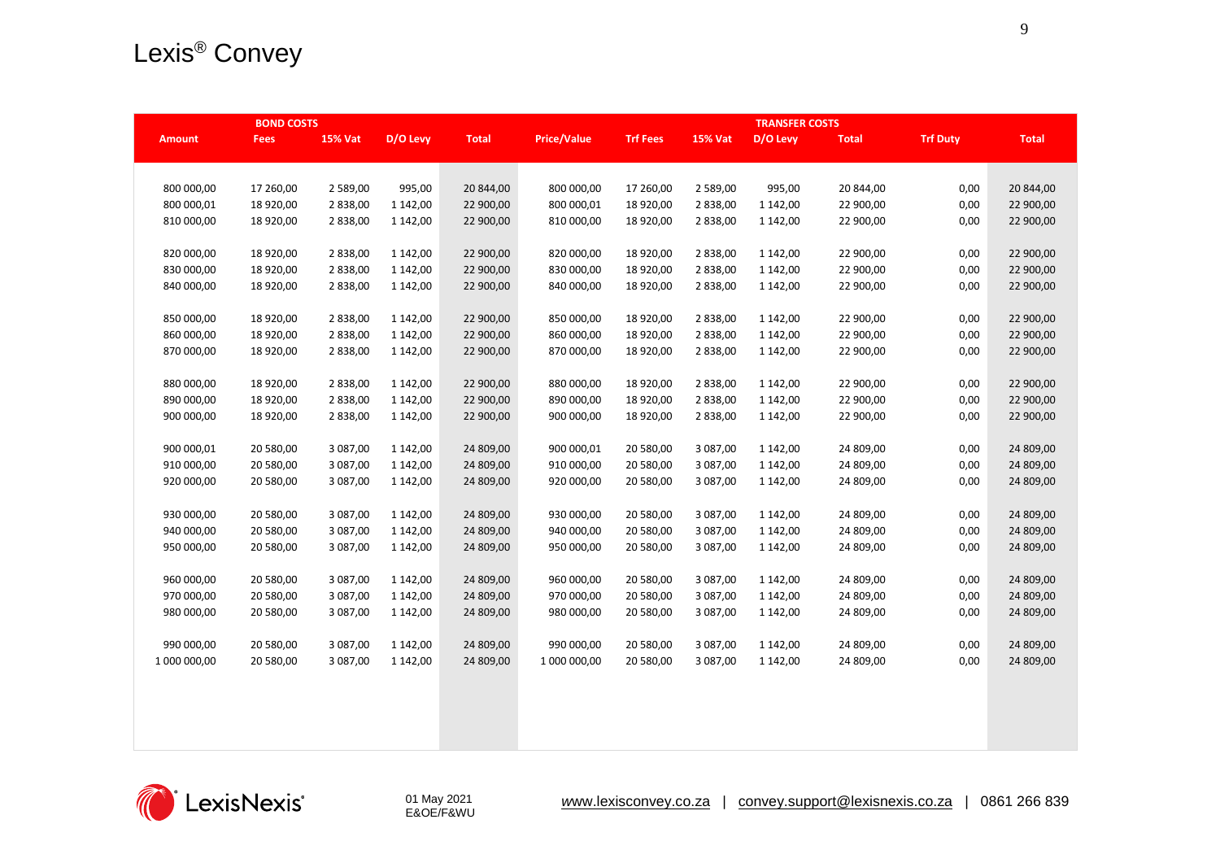# Lexis® Convey

| BOND COSTS | | | | | TRANSFER COSTS | | | | | | |
|---|---|---|---|---|---|---|---|---|---|---|---|
| Amount | Fees | 15% Vat | D/O Levy | Total | Price/Value | Trf Fees | 15% Vat | D/O Levy | Total | Trf Duty | Total |
| 800 000,00 | 17 260,00 | 2 589,00 | 995,00 | 20 844,00 | 800 000,00 | 17 260,00 | 2 589,00 | 995,00 | 20 844,00 | 0,00 | 20 844,00 |
| 800 000,01 | 18 920,00 | 2 838,00 | 1 142,00 | 22 900,00 | 800 000,01 | 18 920,00 | 2 838,00 | 1 142,00 | 22 900,00 | 0,00 | 22 900,00 |
| 810 000,00 | 18 920,00 | 2 838,00 | 1 142,00 | 22 900,00 | 810 000,00 | 18 920,00 | 2 838,00 | 1 142,00 | 22 900,00 | 0,00 | 22 900,00 |
| 820 000,00 | 18 920,00 | 2 838,00 | 1 142,00 | 22 900,00 | 820 000,00 | 18 920,00 | 2 838,00 | 1 142,00 | 22 900,00 | 0,00 | 22 900,00 |
| 830 000,00 | 18 920,00 | 2 838,00 | 1 142,00 | 22 900,00 | 830 000,00 | 18 920,00 | 2 838,00 | 1 142,00 | 22 900,00 | 0,00 | 22 900,00 |
| 840 000,00 | 18 920,00 | 2 838,00 | 1 142,00 | 22 900,00 | 840 000,00 | 18 920,00 | 2 838,00 | 1 142,00 | 22 900,00 | 0,00 | 22 900,00 |
| 850 000,00 | 18 920,00 | 2 838,00 | 1 142,00 | 22 900,00 | 850 000,00 | 18 920,00 | 2 838,00 | 1 142,00 | 22 900,00 | 0,00 | 22 900,00 |
| 860 000,00 | 18 920,00 | 2 838,00 | 1 142,00 | 22 900,00 | 860 000,00 | 18 920,00 | 2 838,00 | 1 142,00 | 22 900,00 | 0,00 | 22 900,00 |
| 870 000,00 | 18 920,00 | 2 838,00 | 1 142,00 | 22 900,00 | 870 000,00 | 18 920,00 | 2 838,00 | 1 142,00 | 22 900,00 | 0,00 | 22 900,00 |
| 880 000,00 | 18 920,00 | 2 838,00 | 1 142,00 | 22 900,00 | 880 000,00 | 18 920,00 | 2 838,00 | 1 142,00 | 22 900,00 | 0,00 | 22 900,00 |
| 890 000,00 | 18 920,00 | 2 838,00 | 1 142,00 | 22 900,00 | 890 000,00 | 18 920,00 | 2 838,00 | 1 142,00 | 22 900,00 | 0,00 | 22 900,00 |
| 900 000,00 | 18 920,00 | 2 838,00 | 1 142,00 | 22 900,00 | 900 000,00 | 18 920,00 | 2 838,00 | 1 142,00 | 22 900,00 | 0,00 | 22 900,00 |
| 900 000,01 | 20 580,00 | 3 087,00 | 1 142,00 | 24 809,00 | 900 000,01 | 20 580,00 | 3 087,00 | 1 142,00 | 24 809,00 | 0,00 | 24 809,00 |
| 910 000,00 | 20 580,00 | 3 087,00 | 1 142,00 | 24 809,00 | 910 000,00 | 20 580,00 | 3 087,00 | 1 142,00 | 24 809,00 | 0,00 | 24 809,00 |
| 920 000,00 | 20 580,00 | 3 087,00 | 1 142,00 | 24 809,00 | 920 000,00 | 20 580,00 | 3 087,00 | 1 142,00 | 24 809,00 | 0,00 | 24 809,00 |
| 930 000,00 | 20 580,00 | 3 087,00 | 1 142,00 | 24 809,00 | 930 000,00 | 20 580,00 | 3 087,00 | 1 142,00 | 24 809,00 | 0,00 | 24 809,00 |
| 940 000,00 | 20 580,00 | 3 087,00 | 1 142,00 | 24 809,00 | 940 000,00 | 20 580,00 | 3 087,00 | 1 142,00 | 24 809,00 | 0,00 | 24 809,00 |
| 950 000,00 | 20 580,00 | 3 087,00 | 1 142,00 | 24 809,00 | 950 000,00 | 20 580,00 | 3 087,00 | 1 142,00 | 24 809,00 | 0,00 | 24 809,00 |
| 960 000,00 | 20 580,00 | 3 087,00 | 1 142,00 | 24 809,00 | 960 000,00 | 20 580,00 | 3 087,00 | 1 142,00 | 24 809,00 | 0,00 | 24 809,00 |
| 970 000,00 | 20 580,00 | 3 087,00 | 1 142,00 | 24 809,00 | 970 000,00 | 20 580,00 | 3 087,00 | 1 142,00 | 24 809,00 | 0,00 | 24 809,00 |
| 980 000,00 | 20 580,00 | 3 087,00 | 1 142,00 | 24 809,00 | 980 000,00 | 20 580,00 | 3 087,00 | 1 142,00 | 24 809,00 | 0,00 | 24 809,00 |
| 990 000,00 | 20 580,00 | 3 087,00 | 1 142,00 | 24 809,00 | 990 000,00 | 20 580,00 | 3 087,00 | 1 142,00 | 24 809,00 | 0,00 | 24 809,00 |
| 1 000 000,00 | 20 580,00 | 3 087,00 | 1 142,00 | 24 809,00 | 1 000 000,00 | 20 580,00 | 3 087,00 | 1 142,00 | 24 809,00 | 0,00 | 24 809,00 |

01 May 2021
E&OE/F&WU

www.lexisconvey.co.za | convey.support@lexisnexis.co.za | 0861 266 839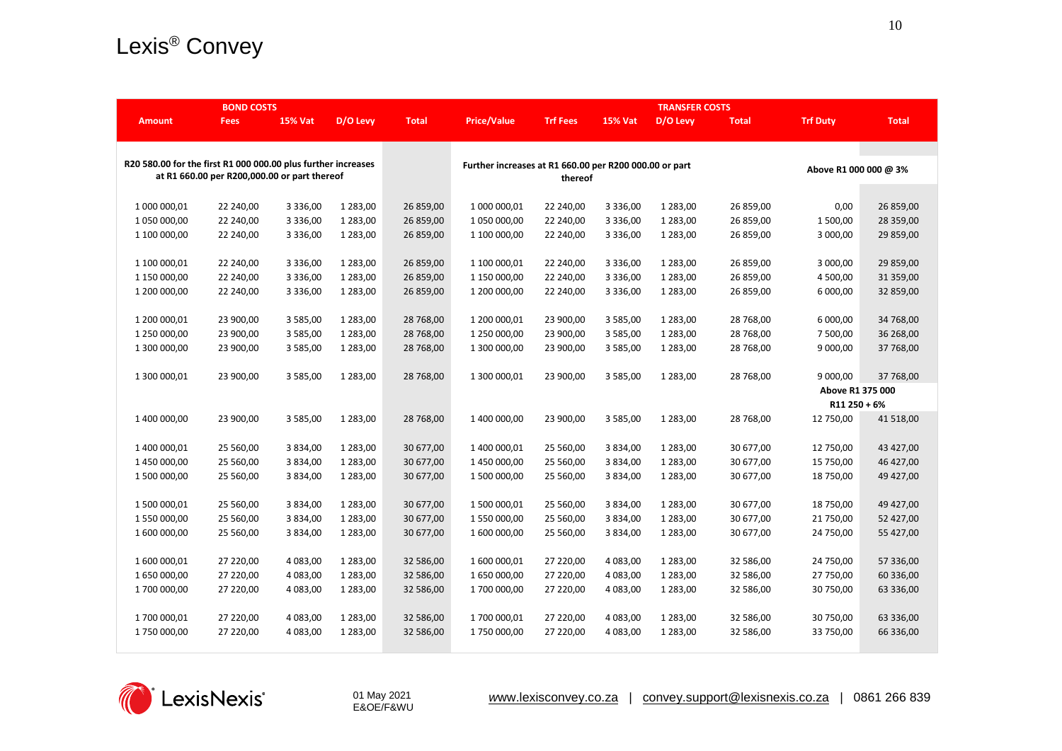# Lexis® Convey

| | BOND COSTS | | | | | | TRANSFER COSTS | | | | |
|---|---|---|---|---|---|---|---|---|---|---|---|
| Amount | Fees | 15% Vat | D/O Levy | Total | Price/Value | Trf Fees | 15% Vat | D/O Levy | Total | Trf Duty | Total |
| R20 580.00 for the first R1 000 000.00 plus further increases at R1 660.00 per R200,000.00 or part thereof | | | | | Further increases at R1 660.00 per R200 000.00 or part thereof | | | | | Above R1 000 000 @ 3% | |
| 1 000 000,01 | 22 240,00 | 3 336,00 | 1 283,00 | 26 859,00 | 1 000 000,01 | 22 240,00 | 3 336,00 | 1 283,00 | 26 859,00 | 0,00 | 26 859,00 |
| 1 050 000,00 | 22 240,00 | 3 336,00 | 1 283,00 | 26 859,00 | 1 050 000,00 | 22 240,00 | 3 336,00 | 1 283,00 | 26 859,00 | 1 500,00 | 28 359,00 |
| 1 100 000,00 | 22 240,00 | 3 336,00 | 1 283,00 | 26 859,00 | 1 100 000,00 | 22 240,00 | 3 336,00 | 1 283,00 | 26 859,00 | 3 000,00 | 29 859,00 |
| 1 100 000,01 | 22 240,00 | 3 336,00 | 1 283,00 | 26 859,00 | 1 100 000,01 | 22 240,00 | 3 336,00 | 1 283,00 | 26 859,00 | 3 000,00 | 29 859,00 |
| 1 150 000,00 | 22 240,00 | 3 336,00 | 1 283,00 | 26 859,00 | 1 150 000,00 | 22 240,00 | 3 336,00 | 1 283,00 | 26 859,00 | 4 500,00 | 31 359,00 |
| 1 200 000,00 | 22 240,00 | 3 336,00 | 1 283,00 | 26 859,00 | 1 200 000,00 | 22 240,00 | 3 336,00 | 1 283,00 | 26 859,00 | 6 000,00 | 32 859,00 |
| 1 200 000,01 | 23 900,00 | 3 585,00 | 1 283,00 | 28 768,00 | 1 200 000,01 | 23 900,00 | 3 585,00 | 1 283,00 | 28 768,00 | 6 000,00 | 34 768,00 |
| 1 250 000,00 | 23 900,00 | 3 585,00 | 1 283,00 | 28 768,00 | 1 250 000,00 | 23 900,00 | 3 585,00 | 1 283,00 | 28 768,00 | 7 500,00 | 36 268,00 |
| 1 300 000,00 | 23 900,00 | 3 585,00 | 1 283,00 | 28 768,00 | 1 300 000,00 | 23 900,00 | 3 585,00 | 1 283,00 | 28 768,00 | 9 000,00 | 37 768,00 |
| 1 300 000,01 | 23 900,00 | 3 585,00 | 1 283,00 | 28 768,00 | 1 300 000,01 | 23 900,00 | 3 585,00 | 1 283,00 | 28 768,00 | 9 000,00 | 37 768,00 |
| | | | | | | | | | | Above R1 375 000 R11 250 + 6% | |
| 1 400 000,00 | 23 900,00 | 3 585,00 | 1 283,00 | 28 768,00 | 1 400 000,00 | 23 900,00 | 3 585,00 | 1 283,00 | 28 768,00 | 12 750,00 | 41 518,00 |
| 1 400 000,01 | 25 560,00 | 3 834,00 | 1 283,00 | 30 677,00 | 1 400 000,01 | 25 560,00 | 3 834,00 | 1 283,00 | 30 677,00 | 12 750,00 | 43 427,00 |
| 1 450 000,00 | 25 560,00 | 3 834,00 | 1 283,00 | 30 677,00 | 1 450 000,00 | 25 560,00 | 3 834,00 | 1 283,00 | 30 677,00 | 15 750,00 | 46 427,00 |
| 1 500 000,00 | 25 560,00 | 3 834,00 | 1 283,00 | 30 677,00 | 1 500 000,00 | 25 560,00 | 3 834,00 | 1 283,00 | 30 677,00 | 18 750,00 | 49 427,00 |
| 1 500 000,01 | 25 560,00 | 3 834,00 | 1 283,00 | 30 677,00 | 1 500 000,01 | 25 560,00 | 3 834,00 | 1 283,00 | 30 677,00 | 18 750,00 | 49 427,00 |
| 1 550 000,00 | 25 560,00 | 3 834,00 | 1 283,00 | 30 677,00 | 1 550 000,00 | 25 560,00 | 3 834,00 | 1 283,00 | 30 677,00 | 21 750,00 | 52 427,00 |
| 1 600 000,00 | 25 560,00 | 3 834,00 | 1 283,00 | 30 677,00 | 1 600 000,00 | 25 560,00 | 3 834,00 | 1 283,00 | 30 677,00 | 24 750,00 | 55 427,00 |
| 1 600 000,01 | 27 220,00 | 4 083,00 | 1 283,00 | 32 586,00 | 1 600 000,01 | 27 220,00 | 4 083,00 | 1 283,00 | 32 586,00 | 24 750,00 | 57 336,00 |
| 1 650 000,00 | 27 220,00 | 4 083,00 | 1 283,00 | 32 586,00 | 1 650 000,00 | 27 220,00 | 4 083,00 | 1 283,00 | 32 586,00 | 27 750,00 | 60 336,00 |
| 1 700 000,00 | 27 220,00 | 4 083,00 | 1 283,00 | 32 586,00 | 1 700 000,00 | 27 220,00 | 4 083,00 | 1 283,00 | 32 586,00 | 30 750,00 | 63 336,00 |
| 1 700 000,01 | 27 220,00 | 4 083,00 | 1 283,00 | 32 586,00 | 1 700 000,01 | 27 220,00 | 4 083,00 | 1 283,00 | 32 586,00 | 30 750,00 | 63 336,00 |
| 1 750 000,00 | 27 220,00 | 4 083,00 | 1 283,00 | 32 586,00 | 1 750 000,00 | 27 220,00 | 4 083,00 | 1 283,00 | 32 586,00 | 33 750,00 | 66 336,00 |

LexisNexis®

01 May 2021
E&OE/F&WU

www.lexisconvey.co.za | convey.support@lexisnexis.co.za | 0861 266 839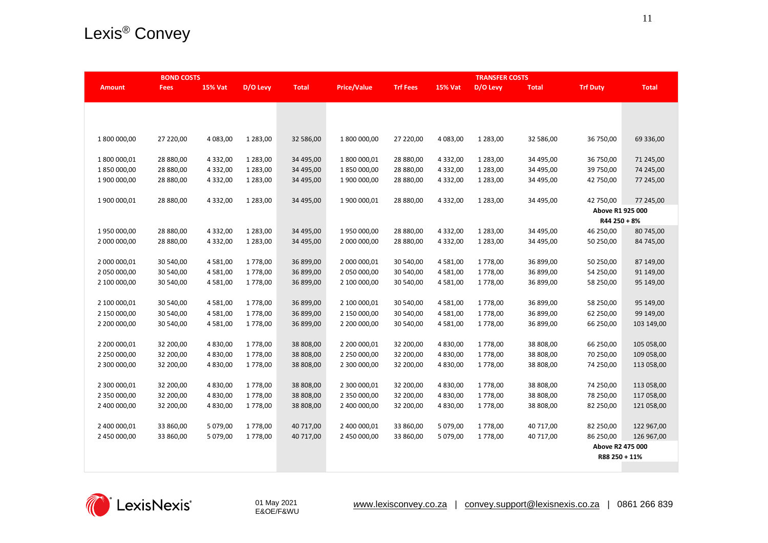| BOND COSTS | | | | | TRANSFER COSTS | | | | | | |
|---|---|---|---|---|---|---|---|---|---|---|---|
| Amount | Fees | 15% Vat | D/O Levy | Total | Price/Value | Trf Fees | 15% Vat | D/O Levy | Total | Trf Duty | Total |
| 1 800 000,00 | 27 220,00 | 4 083,00 | 1 283,00 | 32 586,00 | 1 800 000,00 | 27 220,00 | 4 083,00 | 1 283,00 | 32 586,00 | 36 750,00 | 69 336,00 |
| 1 800 000,01 | 28 880,00 | 4 332,00 | 1 283,00 | 34 495,00 | 1 800 000,01 | 28 880,00 | 4 332,00 | 1 283,00 | 34 495,00 | 36 750,00 | 71 245,00 |
| 1 850 000,00 | 28 880,00 | 4 332,00 | 1 283,00 | 34 495,00 | 1 850 000,00 | 28 880,00 | 4 332,00 | 1 283,00 | 34 495,00 | 39 750,00 | 74 245,00 |
| 1 900 000,00 | 28 880,00 | 4 332,00 | 1 283,00 | 34 495,00 | 1 900 000,00 | 28 880,00 | 4 332,00 | 1 283,00 | 34 495,00 | 42 750,00 | 77 245,00 |
| 1 900 000,01 | 28 880,00 | 4 332,00 | 1 283,00 | 34 495,00 | 1 900 000,01 | 28 880,00 | 4 332,00 | 1 283,00 | 34 495,00 | 42 750,00 | 77 245,00 |
| | | | | | | | | | | Above R1 925 000 R44 250 + 8% | |
| 1 950 000,00 | 28 880,00 | 4 332,00 | 1 283,00 | 34 495,00 | 1 950 000,00 | 28 880,00 | 4 332,00 | 1 283,00 | 34 495,00 | 46 250,00 | 80 745,00 |
| 2 000 000,00 | 28 880,00 | 4 332,00 | 1 283,00 | 34 495,00 | 2 000 000,00 | 28 880,00 | 4 332,00 | 1 283,00 | 34 495,00 | 50 250,00 | 84 745,00 |
| 2 000 000,01 | 30 540,00 | 4 581,00 | 1 778,00 | 36 899,00 | 2 000 000,01 | 30 540,00 | 4 581,00 | 1 778,00 | 36 899,00 | 50 250,00 | 87 149,00 |
| 2 050 000,00 | 30 540,00 | 4 581,00 | 1 778,00 | 36 899,00 | 2 050 000,00 | 30 540,00 | 4 581,00 | 1 778,00 | 36 899,00 | 54 250,00 | 91 149,00 |
| 2 100 000,00 | 30 540,00 | 4 581,00 | 1 778,00 | 36 899,00 | 2 100 000,00 | 30 540,00 | 4 581,00 | 1 778,00 | 36 899,00 | 58 250,00 | 95 149,00 |
| 2 100 000,01 | 30 540,00 | 4 581,00 | 1 778,00 | 36 899,00 | 2 100 000,01 | 30 540,00 | 4 581,00 | 1 778,00 | 36 899,00 | 58 250,00 | 95 149,00 |
| 2 150 000,00 | 30 540,00 | 4 581,00 | 1 778,00 | 36 899,00 | 2 150 000,00 | 30 540,00 | 4 581,00 | 1 778,00 | 36 899,00 | 62 250,00 | 99 149,00 |
| 2 200 000,00 | 30 540,00 | 4 581,00 | 1 778,00 | 36 899,00 | 2 200 000,00 | 30 540,00 | 4 581,00 | 1 778,00 | 36 899,00 | 66 250,00 | 103 149,00 |
| 2 200 000,01 | 32 200,00 | 4 830,00 | 1 778,00 | 38 808,00 | 2 200 000,01 | 32 200,00 | 4 830,00 | 1 778,00 | 38 808,00 | 66 250,00 | 105 058,00 |
| 2 250 000,00 | 32 200,00 | 4 830,00 | 1 778,00 | 38 808,00 | 2 250 000,00 | 32 200,00 | 4 830,00 | 1 778,00 | 38 808,00 | 70 250,00 | 109 058,00 |
| 2 300 000,00 | 32 200,00 | 4 830,00 | 1 778,00 | 38 808,00 | 2 300 000,00 | 32 200,00 | 4 830,00 | 1 778,00 | 38 808,00 | 74 250,00 | 113 058,00 |
| 2 300 000,01 | 32 200,00 | 4 830,00 | 1 778,00 | 38 808,00 | 2 300 000,01 | 32 200,00 | 4 830,00 | 1 778,00 | 38 808,00 | 74 250,00 | 113 058,00 |
| 2 350 000,00 | 32 200,00 | 4 830,00 | 1 778,00 | 38 808,00 | 2 350 000,00 | 32 200,00 | 4 830,00 | 1 778,00 | 38 808,00 | 78 250,00 | 117 058,00 |
| 2 400 000,00 | 32 200,00 | 4 830,00 | 1 778,00 | 38 808,00 | 2 400 000,00 | 32 200,00 | 4 830,00 | 1 778,00 | 38 808,00 | 82 250,00 | 121 058,00 |
| 2 400 000,01 | 33 860,00 | 5 079,00 | 1 778,00 | 40 717,00 | 2 400 000,01 | 33 860,00 | 5 079,00 | 1 778,00 | 40 717,00 | 82 250,00 | 122 967,00 |
| 2 450 000,00 | 33 860,00 | 5 079,00 | 1 778,00 | 40 717,00 | 2 450 000,00 | 33 860,00 | 5 079,00 | 1 778,00 | 40 717,00 | 86 250,00 | 126 967,00 |
| | | | | | | | | | | Above R2 475 000 R88 250 + 11% | |

01 May 2021
E&OE/F&WU

www.lexisconvey.co.za | convey.support@lexisnexis.co.za | 0861 266 839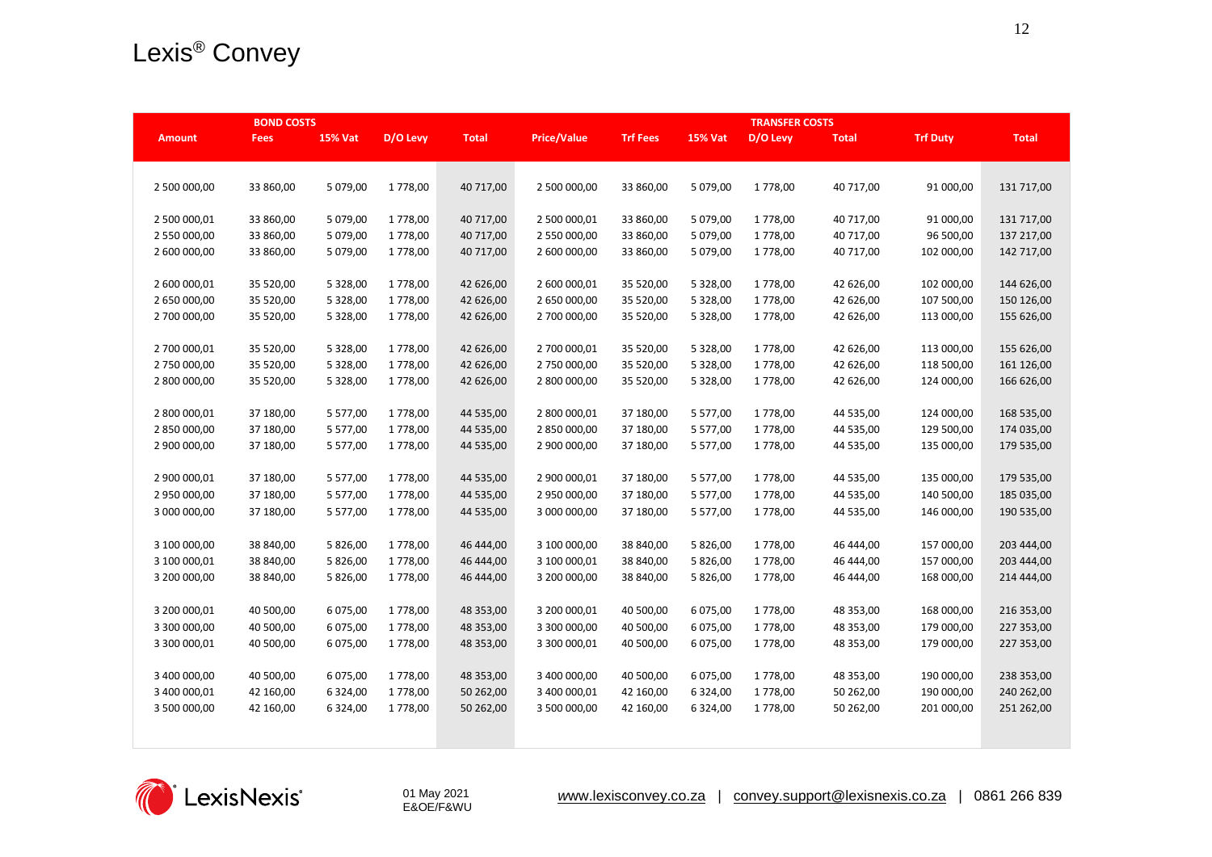# Lexis® Convey

| BOND COSTS | | | | | TRANSFER COSTS | | | | | | |
|---|---|---|---|---|---|---|---|---|---|---|---|
| Amount | Fees | 15% Vat | D/O Levy | Total | Price/Value | Trf Fees | 15% Vat | D/O Levy | Total | Trf Duty | Total |
| 2 500 000,00 | 33 860,00 | 5 079,00 | 1 778,00 | 40 717,00 | 2 500 000,00 | 33 860,00 | 5 079,00 | 1 778,00 | 40 717,00 | 91 000,00 | 131 717,00 |
| 2 500 000,01 | 33 860,00 | 5 079,00 | 1 778,00 | 40 717,00 | 2 500 000,01 | 33 860,00 | 5 079,00 | 1 778,00 | 40 717,00 | 91 000,00 | 131 717,00 |
| 2 550 000,00 | 33 860,00 | 5 079,00 | 1 778,00 | 40 717,00 | 2 550 000,00 | 33 860,00 | 5 079,00 | 1 778,00 | 40 717,00 | 96 500,00 | 137 217,00 |
| 2 600 000,00 | 33 860,00 | 5 079,00 | 1 778,00 | 40 717,00 | 2 600 000,00 | 33 860,00 | 5 079,00 | 1 778,00 | 40 717,00 | 102 000,00 | 142 717,00 |
| 2 600 000,01 | 35 520,00 | 5 328,00 | 1 778,00 | 42 626,00 | 2 600 000,01 | 35 520,00 | 5 328,00 | 1 778,00 | 42 626,00 | 102 000,00 | 144 626,00 |
| 2 650 000,00 | 35 520,00 | 5 328,00 | 1 778,00 | 42 626,00 | 2 650 000,00 | 35 520,00 | 5 328,00 | 1 778,00 | 42 626,00 | 107 500,00 | 150 126,00 |
| 2 700 000,00 | 35 520,00 | 5 328,00 | 1 778,00 | 42 626,00 | 2 700 000,00 | 35 520,00 | 5 328,00 | 1 778,00 | 42 626,00 | 113 000,00 | 155 626,00 |
| 2 700 000,01 | 35 520,00 | 5 328,00 | 1 778,00 | 42 626,00 | 2 700 000,01 | 35 520,00 | 5 328,00 | 1 778,00 | 42 626,00 | 113 000,00 | 155 626,00 |
| 2 750 000,00 | 35 520,00 | 5 328,00 | 1 778,00 | 42 626,00 | 2 750 000,00 | 35 520,00 | 5 328,00 | 1 778,00 | 42 626,00 | 118 500,00 | 161 126,00 |
| 2 800 000,00 | 35 520,00 | 5 328,00 | 1 778,00 | 42 626,00 | 2 800 000,00 | 35 520,00 | 5 328,00 | 1 778,00 | 42 626,00 | 124 000,00 | 166 626,00 |
| 2 800 000,01 | 37 180,00 | 5 577,00 | 1 778,00 | 44 535,00 | 2 800 000,01 | 37 180,00 | 5 577,00 | 1 778,00 | 44 535,00 | 124 000,00 | 168 535,00 |
| 2 850 000,00 | 37 180,00 | 5 577,00 | 1 778,00 | 44 535,00 | 2 850 000,00 | 37 180,00 | 5 577,00 | 1 778,00 | 44 535,00 | 129 500,00 | 174 035,00 |
| 2 900 000,00 | 37 180,00 | 5 577,00 | 1 778,00 | 44 535,00 | 2 900 000,00 | 37 180,00 | 5 577,00 | 1 778,00 | 44 535,00 | 135 000,00 | 179 535,00 |
| 2 900 000,01 | 37 180,00 | 5 577,00 | 1 778,00 | 44 535,00 | 2 900 000,01 | 37 180,00 | 5 577,00 | 1 778,00 | 44 535,00 | 135 000,00 | 179 535,00 |
| 2 950 000,00 | 37 180,00 | 5 577,00 | 1 778,00 | 44 535,00 | 2 950 000,00 | 37 180,00 | 5 577,00 | 1 778,00 | 44 535,00 | 140 500,00 | 185 035,00 |
| 3 000 000,00 | 37 180,00 | 5 577,00 | 1 778,00 | 44 535,00 | 3 000 000,00 | 37 180,00 | 5 577,00 | 1 778,00 | 44 535,00 | 146 000,00 | 190 535,00 |
| 3 100 000,00 | 38 840,00 | 5 826,00 | 1 778,00 | 46 444,00 | 3 100 000,00 | 38 840,00 | 5 826,00 | 1 778,00 | 46 444,00 | 157 000,00 | 203 444,00 |
| 3 100 000,01 | 38 840,00 | 5 826,00 | 1 778,00 | 46 444,00 | 3 100 000,01 | 38 840,00 | 5 826,00 | 1 778,00 | 46 444,00 | 157 000,00 | 203 444,00 |
| 3 200 000,00 | 38 840,00 | 5 826,00 | 1 778,00 | 46 444,00 | 3 200 000,00 | 38 840,00 | 5 826,00 | 1 778,00 | 46 444,00 | 168 000,00 | 214 444,00 |
| 3 200 000,01 | 40 500,00 | 6 075,00 | 1 778,00 | 48 353,00 | 3 200 000,01 | 40 500,00 | 6 075,00 | 1 778,00 | 48 353,00 | 168 000,00 | 216 353,00 |
| 3 300 000,00 | 40 500,00 | 6 075,00 | 1 778,00 | 48 353,00 | 3 300 000,00 | 40 500,00 | 6 075,00 | 1 778,00 | 48 353,00 | 179 000,00 | 227 353,00 |
| 3 300 000,01 | 40 500,00 | 6 075,00 | 1 778,00 | 48 353,00 | 3 300 000,01 | 40 500,00 | 6 075,00 | 1 778,00 | 48 353,00 | 179 000,00 | 227 353,00 |
| 3 400 000,00 | 40 500,00 | 6 075,00 | 1 778,00 | 48 353,00 | 3 400 000,00 | 40 500,00 | 6 075,00 | 1 778,00 | 48 353,00 | 190 000,00 | 238 353,00 |
| 3 400 000,01 | 42 160,00 | 6 324,00 | 1 778,00 | 50 262,00 | 3 400 000,01 | 42 160,00 | 6 324,00 | 1 778,00 | 50 262,00 | 190 000,00 | 240 262,00 |
| 3 500 000,00 | 42 160,00 | 6 324,00 | 1 778,00 | 50 262,00 | 3 500 000,00 | 42 160,00 | 6 324,00 | 1 778,00 | 50 262,00 | 201 000,00 | 251 262,00 |

LexisNexis®

01 May 2021
E&OE/F&WU

www.lexisconvey.co.za | convey.support@lexisnexis.co.za | 0861 266 839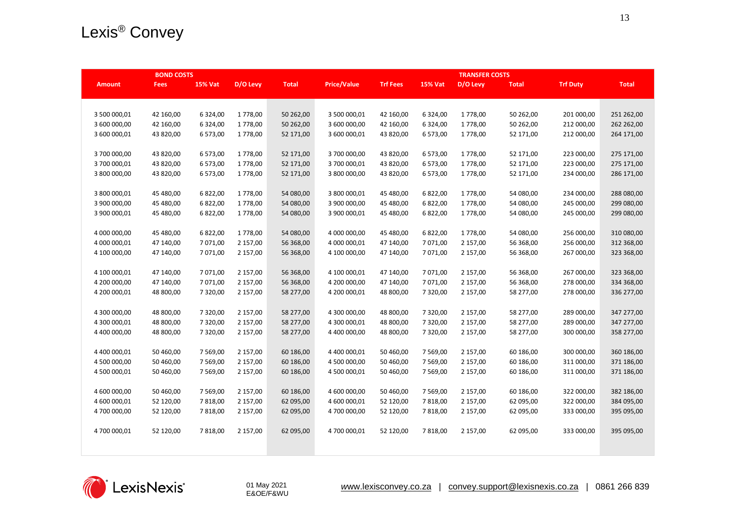# Lexis® Convey

| | BOND COSTS | | | | | TRANSFER COSTS | | | | | |
|---|---|---|---|---|---|---|---|---|---|---|---|
| Amount | Fees | 15% Vat | D/O Levy | Total | Price/Value | Trf Fees | 15% Vat | D/O Levy | Total | Trf Duty | Total |
| 3 500 000,01 | 42 160,00 | 6 324,00 | 1 778,00 | 50 262,00 | 3 500 000,01 | 42 160,00 | 6 324,00 | 1 778,00 | 50 262,00 | 201 000,00 | 251 262,00 |
| 3 600 000,00 | 42 160,00 | 6 324,00 | 1 778,00 | 50 262,00 | 3 600 000,00 | 42 160,00 | 6 324,00 | 1 778,00 | 50 262,00 | 212 000,00 | 262 262,00 |
| 3 600 000,01 | 43 820,00 | 6 573,00 | 1 778,00 | 52 171,00 | 3 600 000,01 | 43 820,00 | 6 573,00 | 1 778,00 | 52 171,00 | 212 000,00 | 264 171,00 |
| 3 700 000,00 | 43 820,00 | 6 573,00 | 1 778,00 | 52 171,00 | 3 700 000,00 | 43 820,00 | 6 573,00 | 1 778,00 | 52 171,00 | 223 000,00 | 275 171,00 |
| 3 700 000,01 | 43 820,00 | 6 573,00 | 1 778,00 | 52 171,00 | 3 700 000,01 | 43 820,00 | 6 573,00 | 1 778,00 | 52 171,00 | 223 000,00 | 275 171,00 |
| 3 800 000,00 | 43 820,00 | 6 573,00 | 1 778,00 | 52 171,00 | 3 800 000,00 | 43 820,00 | 6 573,00 | 1 778,00 | 52 171,00 | 234 000,00 | 286 171,00 |
| 3 800 000,01 | 45 480,00 | 6 822,00 | 1 778,00 | 54 080,00 | 3 800 000,01 | 45 480,00 | 6 822,00 | 1 778,00 | 54 080,00 | 234 000,00 | 288 080,00 |
| 3 900 000,00 | 45 480,00 | 6 822,00 | 1 778,00 | 54 080,00 | 3 900 000,00 | 45 480,00 | 6 822,00 | 1 778,00 | 54 080,00 | 245 000,00 | 299 080,00 |
| 3 900 000,01 | 45 480,00 | 6 822,00 | 1 778,00 | 54 080,00 | 3 900 000,01 | 45 480,00 | 6 822,00 | 1 778,00 | 54 080,00 | 245 000,00 | 299 080,00 |
| 4 000 000,00 | 45 480,00 | 6 822,00 | 1 778,00 | 54 080,00 | 4 000 000,00 | 45 480,00 | 6 822,00 | 1 778,00 | 54 080,00 | 256 000,00 | 310 080,00 |
| 4 000 000,01 | 47 140,00 | 7 071,00 | 2 157,00 | 56 368,00 | 4 000 000,01 | 47 140,00 | 7 071,00 | 2 157,00 | 56 368,00 | 256 000,00 | 312 368,00 |
| 4 100 000,00 | 47 140,00 | 7 071,00 | 2 157,00 | 56 368,00 | 4 100 000,00 | 47 140,00 | 7 071,00 | 2 157,00 | 56 368,00 | 267 000,00 | 323 368,00 |
| 4 100 000,01 | 47 140,00 | 7 071,00 | 2 157,00 | 56 368,00 | 4 100 000,01 | 47 140,00 | 7 071,00 | 2 157,00 | 56 368,00 | 267 000,00 | 323 368,00 |
| 4 200 000,00 | 47 140,00 | 7 071,00 | 2 157,00 | 56 368,00 | 4 200 000,00 | 47 140,00 | 7 071,00 | 2 157,00 | 56 368,00 | 278 000,00 | 334 368,00 |
| 4 200 000,01 | 48 800,00 | 7 320,00 | 2 157,00 | 58 277,00 | 4 200 000,01 | 48 800,00 | 7 320,00 | 2 157,00 | 58 277,00 | 278 000,00 | 336 277,00 |
| 4 300 000,00 | 48 800,00 | 7 320,00 | 2 157,00 | 58 277,00 | 4 300 000,00 | 48 800,00 | 7 320,00 | 2 157,00 | 58 277,00 | 289 000,00 | 347 277,00 |
| 4 300 000,01 | 48 800,00 | 7 320,00 | 2 157,00 | 58 277,00 | 4 300 000,01 | 48 800,00 | 7 320,00 | 2 157,00 | 58 277,00 | 289 000,00 | 347 277,00 |
| 4 400 000,00 | 48 800,00 | 7 320,00 | 2 157,00 | 58 277,00 | 4 400 000,00 | 48 800,00 | 7 320,00 | 2 157,00 | 58 277,00 | 300 000,00 | 358 277,00 |
| 4 400 000,01 | 50 460,00 | 7 569,00 | 2 157,00 | 60 186,00 | 4 400 000,01 | 50 460,00 | 7 569,00 | 2 157,00 | 60 186,00 | 300 000,00 | 360 186,00 |
| 4 500 000,00 | 50 460,00 | 7 569,00 | 2 157,00 | 60 186,00 | 4 500 000,00 | 50 460,00 | 7 569,00 | 2 157,00 | 60 186,00 | 311 000,00 | 371 186,00 |
| 4 500 000,01 | 50 460,00 | 7 569,00 | 2 157,00 | 60 186,00 | 4 500 000,01 | 50 460,00 | 7 569,00 | 2 157,00 | 60 186,00 | 311 000,00 | 371 186,00 |
| 4 600 000,00 | 50 460,00 | 7 569,00 | 2 157,00 | 60 186,00 | 4 600 000,00 | 50 460,00 | 7 569,00 | 2 157,00 | 60 186,00 | 322 000,00 | 382 186,00 |
| 4 600 000,01 | 52 120,00 | 7 818,00 | 2 157,00 | 62 095,00 | 4 600 000,01 | 52 120,00 | 7 818,00 | 2 157,00 | 62 095,00 | 322 000,00 | 384 095,00 |
| 4 700 000,00 | 52 120,00 | 7 818,00 | 2 157,00 | 62 095,00 | 4 700 000,00 | 52 120,00 | 7 818,00 | 2 157,00 | 62 095,00 | 333 000,00 | 395 095,00 |
| 4 700 000,01 | 52 120,00 | 7 818,00 | 2 157,00 | 62 095,00 | 4 700 000,01 | 52 120,00 | 7 818,00 | 2 157,00 | 62 095,00 | 333 000,00 | 395 095,00 |

01 May 2021
E&OE/F&WU

www.lexisconvey.co.za | convey.support@lexisnexis.co.za | 0861 266 839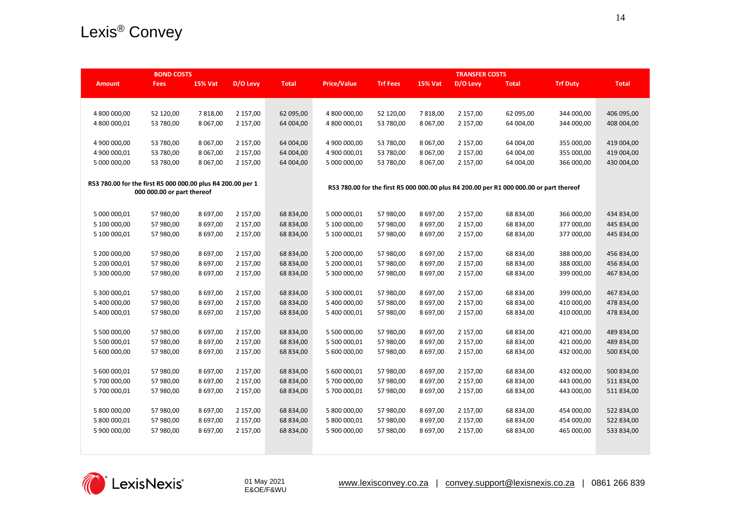# Lexis® Convey

| BOND COSTS | | | | | TRANSFER COSTS | | | | | | |
|---|---|---|---|---|---|---|---|---|---|---|---|
| **Amount** | **Fees** | **15% Vat** | **D/O Levy** | **Total** | **Price/Value** | **Trf Fees** | **15% Vat** | **D/O Levy** | **Total** | **Trf Duty** | **Total** |
| 4 800 000,00 | 52 120,00 | 7 818,00 | 2 157,00 | 62 095,00 | 4 800 000,00 | 52 120,00 | 7 818,00 | 2 157,00 | 62 095,00 | 344 000,00 | 406 095,00 |
| 4 800 000,01 | 53 780,00 | 8 067,00 | 2 157,00 | 64 004,00 | 4 800 000,01 | 53 780,00 | 8 067,00 | 2 157,00 | 64 004,00 | 344 000,00 | 408 004,00 |
| 4 900 000,00 | 53 780,00 | 8 067,00 | 2 157,00 | 64 004,00 | 4 900 000,00 | 53 780,00 | 8 067,00 | 2 157,00 | 64 004,00 | 355 000,00 | 419 004,00 |
| 4 900 000,01 | 53 780,00 | 8 067,00 | 2 157,00 | 64 004,00 | 4 900 000,01 | 53 780,00 | 8 067,00 | 2 157,00 | 64 004,00 | 355 000,00 | 419 004,00 |
| 5 000 000,00 | 53 780,00 | 8 067,00 | 2 157,00 | 64 004,00 | 5 000 000,00 | 53 780,00 | 8 067,00 | 2 157,00 | 64 004,00 | 366 000,00 | 430 004,00 |
| **R53 780.00 for the first R5 000 000.00 plus R4 200.00 per 1 000 000.00 or part thereof** | | | | | **R53 780.00 for the first R5 000 000.00 plus R4 200.00 per R1 000 000.00 or part thereof** | | | | | | |
| 5 000 000,01 | 57 980,00 | 8 697,00 | 2 157,00 | 68 834,00 | 5 000 000,01 | 57 980,00 | 8 697,00 | 2 157,00 | 68 834,00 | 366 000,00 | 434 834,00 |
| 5 100 000,00 | 57 980,00 | 8 697,00 | 2 157,00 | 68 834,00 | 5 100 000,00 | 57 980,00 | 8 697,00 | 2 157,00 | 68 834,00 | 377 000,00 | 445 834,00 |
| 5 100 000,01 | 57 980,00 | 8 697,00 | 2 157,00 | 68 834,00 | 5 100 000,01 | 57 980,00 | 8 697,00 | 2 157,00 | 68 834,00 | 377 000,00 | 445 834,00 |
| 5 200 000,00 | 57 980,00 | 8 697,00 | 2 157,00 | 68 834,00 | 5 200 000,00 | 57 980,00 | 8 697,00 | 2 157,00 | 68 834,00 | 388 000,00 | 456 834,00 |
| 5 200 000,01 | 57 980,00 | 8 697,00 | 2 157,00 | 68 834,00 | 5 200 000,01 | 57 980,00 | 8 697,00 | 2 157,00 | 68 834,00 | 388 000,00 | 456 834,00 |
| 5 300 000,00 | 57 980,00 | 8 697,00 | 2 157,00 | 68 834,00 | 5 300 000,00 | 57 980,00 | 8 697,00 | 2 157,00 | 68 834,00 | 399 000,00 | 467 834,00 |
| 5 300 000,01 | 57 980,00 | 8 697,00 | 2 157,00 | 68 834,00 | 5 300 000,01 | 57 980,00 | 8 697,00 | 2 157,00 | 68 834,00 | 399 000,00 | 467 834,00 |
| 5 400 000,00 | 57 980,00 | 8 697,00 | 2 157,00 | 68 834,00 | 5 400 000,00 | 57 980,00 | 8 697,00 | 2 157,00 | 68 834,00 | 410 000,00 | 478 834,00 |
| 5 400 000,01 | 57 980,00 | 8 697,00 | 2 157,00 | 68 834,00 | 5 400 000,01 | 57 980,00 | 8 697,00 | 2 157,00 | 68 834,00 | 410 000,00 | 478 834,00 |
| 5 500 000,00 | 57 980,00 | 8 697,00 | 2 157,00 | 68 834,00 | 5 500 000,00 | 57 980,00 | 8 697,00 | 2 157,00 | 68 834,00 | 421 000,00 | 489 834,00 |
| 5 500 000,01 | 57 980,00 | 8 697,00 | 2 157,00 | 68 834,00 | 5 500 000,01 | 57 980,00 | 8 697,00 | 2 157,00 | 68 834,00 | 421 000,00 | 489 834,00 |
| 5 600 000,00 | 57 980,00 | 8 697,00 | 2 157,00 | 68 834,00 | 5 600 000,00 | 57 980,00 | 8 697,00 | 2 157,00 | 68 834,00 | 432 000,00 | 500 834,00 |
| 5 600 000,01 | 57 980,00 | 8 697,00 | 2 157,00 | 68 834,00 | 5 600 000,01 | 57 980,00 | 8 697,00 | 2 157,00 | 68 834,00 | 432 000,00 | 500 834,00 |
| 5 700 000,00 | 57 980,00 | 8 697,00 | 2 157,00 | 68 834,00 | 5 700 000,00 | 57 980,00 | 8 697,00 | 2 157,00 | 68 834,00 | 443 000,00 | 511 834,00 |
| 5 700 000,01 | 57 980,00 | 8 697,00 | 2 157,00 | 68 834,00 | 5 700 000,01 | 57 980,00 | 8 697,00 | 2 157,00 | 68 834,00 | 443 000,00 | 511 834,00 |
| 5 800 000,00 | 57 980,00 | 8 697,00 | 2 157,00 | 68 834,00 | 5 800 000,00 | 57 980,00 | 8 697,00 | 2 157,00 | 68 834,00 | 454 000,00 | 522 834,00 |
| 5 800 000,01 | 57 980,00 | 8 697,00 | 2 157,00 | 68 834,00 | 5 800 000,01 | 57 980,00 | 8 697,00 | 2 157,00 | 68 834,00 | 454 000,00 | 522 834,00 |
| 5 900 000,00 | 57 980,00 | 8 697,00 | 2 157,00 | 68 834,00 | 5 900 000,00 | 57 980,00 | 8 697,00 | 2 157,00 | 68 834,00 | 465 000,00 | 533 834,00 |

LexisNexis®

01 May 2021
E&OE/F&WU

www.lexisconvey.co.za | convey.support@lexisnexis.co.za | 0861 266 839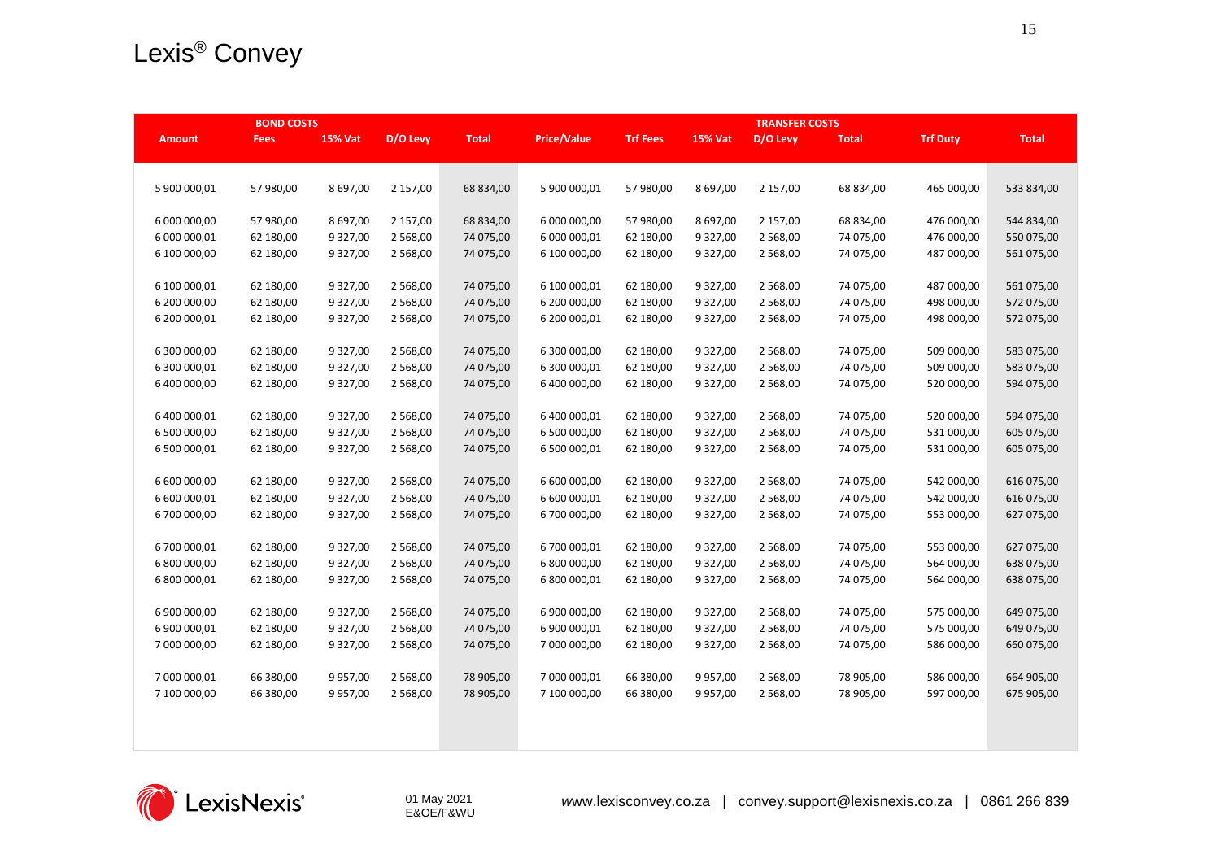# Lexis® Convey

| | BOND COSTS | | | | TRANSFER COSTS | | | | | | |
|---|---|---|---|---|---|---|---|---|---|---|---|
| **Amount** | **Fees** | **15% Vat** | **D/O Levy** | **Total** | **Price/Value** | **Trf Fees** | **15% Vat** | **D/O Levy** | **Total** | **Trf Duty** | **Total** |
| 5 900 000,01 | 57 980,00 | 8 697,00 | 2 157,00 | 68 834,00 | 5 900 000,01 | 57 980,00 | 8 697,00 | 2 157,00 | 68 834,00 | 465 000,00 | 533 834,00 |
| 6 000 000,00 | 57 980,00 | 8 697,00 | 2 157,00 | 68 834,00 | 6 000 000,00 | 57 980,00 | 8 697,00 | 2 157,00 | 68 834,00 | 476 000,00 | 544 834,00 |
| 6 000 000,01 | 62 180,00 | 9 327,00 | 2 568,00 | 74 075,00 | 6 000 000,01 | 62 180,00 | 9 327,00 | 2 568,00 | 74 075,00 | 476 000,00 | 550 075,00 |
| 6 100 000,00 | 62 180,00 | 9 327,00 | 2 568,00 | 74 075,00 | 6 100 000,00 | 62 180,00 | 9 327,00 | 2 568,00 | 74 075,00 | 487 000,00 | 561 075,00 |
| 6 100 000,01 | 62 180,00 | 9 327,00 | 2 568,00 | 74 075,00 | 6 100 000,01 | 62 180,00 | 9 327,00 | 2 568,00 | 74 075,00 | 487 000,00 | 561 075,00 |
| 6 200 000,00 | 62 180,00 | 9 327,00 | 2 568,00 | 74 075,00 | 6 200 000,00 | 62 180,00 | 9 327,00 | 2 568,00 | 74 075,00 | 498 000,00 | 572 075,00 |
| 6 200 000,01 | 62 180,00 | 9 327,00 | 2 568,00 | 74 075,00 | 6 200 000,01 | 62 180,00 | 9 327,00 | 2 568,00 | 74 075,00 | 498 000,00 | 572 075,00 |
| 6 300 000,00 | 62 180,00 | 9 327,00 | 2 568,00 | 74 075,00 | 6 300 000,00 | 62 180,00 | 9 327,00 | 2 568,00 | 74 075,00 | 509 000,00 | 583 075,00 |
| 6 300 000,01 | 62 180,00 | 9 327,00 | 2 568,00 | 74 075,00 | 6 300 000,01 | 62 180,00 | 9 327,00 | 2 568,00 | 74 075,00 | 509 000,00 | 583 075,00 |
| 6 400 000,00 | 62 180,00 | 9 327,00 | 2 568,00 | 74 075,00 | 6 400 000,00 | 62 180,00 | 9 327,00 | 2 568,00 | 74 075,00 | 520 000,00 | 594 075,00 |
| 6 400 000,01 | 62 180,00 | 9 327,00 | 2 568,00 | 74 075,00 | 6 400 000,01 | 62 180,00 | 9 327,00 | 2 568,00 | 74 075,00 | 520 000,00 | 594 075,00 |
| 6 500 000,00 | 62 180,00 | 9 327,00 | 2 568,00 | 74 075,00 | 6 500 000,00 | 62 180,00 | 9 327,00 | 2 568,00 | 74 075,00 | 531 000,00 | 605 075,00 |
| 6 500 000,01 | 62 180,00 | 9 327,00 | 2 568,00 | 74 075,00 | 6 500 000,01 | 62 180,00 | 9 327,00 | 2 568,00 | 74 075,00 | 531 000,00 | 605 075,00 |
| 6 600 000,00 | 62 180,00 | 9 327,00 | 2 568,00 | 74 075,00 | 6 600 000,00 | 62 180,00 | 9 327,00 | 2 568,00 | 74 075,00 | 542 000,00 | 616 075,00 |
| 6 600 000,01 | 62 180,00 | 9 327,00 | 2 568,00 | 74 075,00 | 6 600 000,01 | 62 180,00 | 9 327,00 | 2 568,00 | 74 075,00 | 542 000,00 | 616 075,00 |
| 6 700 000,00 | 62 180,00 | 9 327,00 | 2 568,00 | 74 075,00 | 6 700 000,00 | 62 180,00 | 9 327,00 | 2 568,00 | 74 075,00 | 553 000,00 | 627 075,00 |
| 6 700 000,01 | 62 180,00 | 9 327,00 | 2 568,00 | 74 075,00 | 6 700 000,01 | 62 180,00 | 9 327,00 | 2 568,00 | 74 075,00 | 553 000,00 | 627 075,00 |
| 6 800 000,00 | 62 180,00 | 9 327,00 | 2 568,00 | 74 075,00 | 6 800 000,00 | 62 180,00 | 9 327,00 | 2 568,00 | 74 075,00 | 564 000,00 | 638 075,00 |
| 6 800 000,01 | 62 180,00 | 9 327,00 | 2 568,00 | 74 075,00 | 6 800 000,01 | 62 180,00 | 9 327,00 | 2 568,00 | 74 075,00 | 564 000,00 | 638 075,00 |
| 6 900 000,00 | 62 180,00 | 9 327,00 | 2 568,00 | 74 075,00 | 6 900 000,00 | 62 180,00 | 9 327,00 | 2 568,00 | 74 075,00 | 575 000,00 | 649 075,00 |
| 6 900 000,01 | 62 180,00 | 9 327,00 | 2 568,00 | 74 075,00 | 6 900 000,01 | 62 180,00 | 9 327,00 | 2 568,00 | 74 075,00 | 575 000,00 | 649 075,00 |
| 7 000 000,00 | 62 180,00 | 9 327,00 | 2 568,00 | 74 075,00 | 7 000 000,00 | 62 180,00 | 9 327,00 | 2 568,00 | 74 075,00 | 586 000,00 | 660 075,00 |
| 7 000 000,01 | 66 380,00 | 9 957,00 | 2 568,00 | 78 905,00 | 7 000 000,01 | 66 380,00 | 9 957,00 | 2 568,00 | 78 905,00 | 586 000,00 | 664 905,00 |
| 7 100 000,00 | 66 380,00 | 9 957,00 | 2 568,00 | 78 905,00 | 7 100 000,00 | 66 380,00 | 9 957,00 | 2 568,00 | 78 905,00 | 597 000,00 | 675 905,00 |

LexisNexis®

01 May 2021
E&OE/F&WU

www.lexisconvey.co.za | convey.support@lexisnexis.co.za | 0861 266 839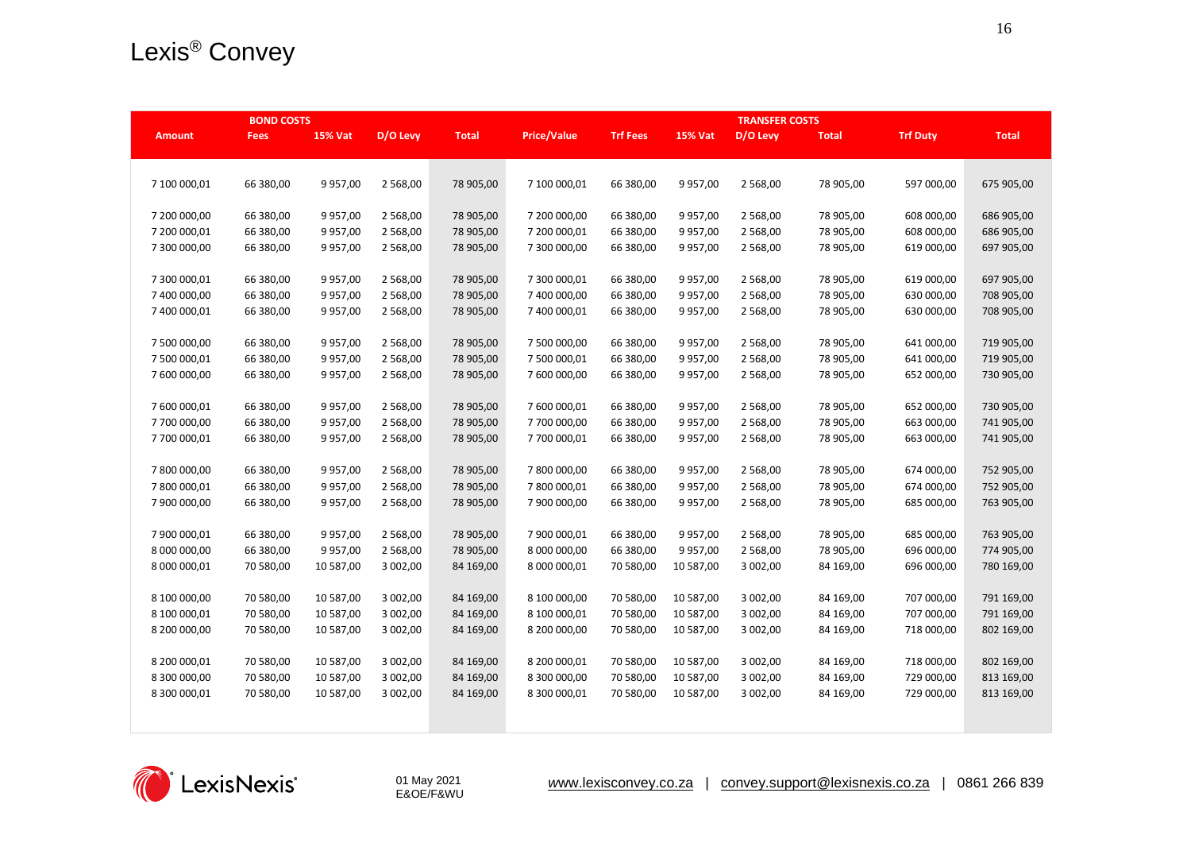| BOND COSTS | | | | | TRANSFER COSTS | | | | | | |
|---|---|---|---|---|---|---|---|---|---|---|---|
| Amount | Fees | 15% Vat | D/O Levy | Total | Price/Value | Trf Fees | 15% Vat | D/O Levy | Total | Trf Duty | Total |
| 7 100 000,01 | 66 380,00 | 9 957,00 | 2 568,00 | 78 905,00 | 7 100 000,01 | 66 380,00 | 9 957,00 | 2 568,00 | 78 905,00 | 597 000,00 | 675 905,00 |
| 7 200 000,00 | 66 380,00 | 9 957,00 | 2 568,00 | 78 905,00 | 7 200 000,00 | 66 380,00 | 9 957,00 | 2 568,00 | 78 905,00 | 608 000,00 | 686 905,00 |
| 7 200 000,01 | 66 380,00 | 9 957,00 | 2 568,00 | 78 905,00 | 7 200 000,01 | 66 380,00 | 9 957,00 | 2 568,00 | 78 905,00 | 608 000,00 | 686 905,00 |
| 7 300 000,00 | 66 380,00 | 9 957,00 | 2 568,00 | 78 905,00 | 7 300 000,00 | 66 380,00 | 9 957,00 | 2 568,00 | 78 905,00 | 619 000,00 | 697 905,00 |
| 7 300 000,01 | 66 380,00 | 9 957,00 | 2 568,00 | 78 905,00 | 7 300 000,01 | 66 380,00 | 9 957,00 | 2 568,00 | 78 905,00 | 619 000,00 | 697 905,00 |
| 7 400 000,00 | 66 380,00 | 9 957,00 | 2 568,00 | 78 905,00 | 7 400 000,00 | 66 380,00 | 9 957,00 | 2 568,00 | 78 905,00 | 630 000,00 | 708 905,00 |
| 7 400 000,01 | 66 380,00 | 9 957,00 | 2 568,00 | 78 905,00 | 7 400 000,01 | 66 380,00 | 9 957,00 | 2 568,00 | 78 905,00 | 630 000,00 | 708 905,00 |
| 7 500 000,00 | 66 380,00 | 9 957,00 | 2 568,00 | 78 905,00 | 7 500 000,00 | 66 380,00 | 9 957,00 | 2 568,00 | 78 905,00 | 641 000,00 | 719 905,00 |
| 7 500 000,01 | 66 380,00 | 9 957,00 | 2 568,00 | 78 905,00 | 7 500 000,01 | 66 380,00 | 9 957,00 | 2 568,00 | 78 905,00 | 641 000,00 | 719 905,00 |
| 7 600 000,00 | 66 380,00 | 9 957,00 | 2 568,00 | 78 905,00 | 7 600 000,00 | 66 380,00 | 9 957,00 | 2 568,00 | 78 905,00 | 652 000,00 | 730 905,00 |
| 7 600 000,01 | 66 380,00 | 9 957,00 | 2 568,00 | 78 905,00 | 7 600 000,01 | 66 380,00 | 9 957,00 | 2 568,00 | 78 905,00 | 652 000,00 | 730 905,00 |
| 7 700 000,00 | 66 380,00 | 9 957,00 | 2 568,00 | 78 905,00 | 7 700 000,00 | 66 380,00 | 9 957,00 | 2 568,00 | 78 905,00 | 663 000,00 | 741 905,00 |
| 7 700 000,01 | 66 380,00 | 9 957,00 | 2 568,00 | 78 905,00 | 7 700 000,01 | 66 380,00 | 9 957,00 | 2 568,00 | 78 905,00 | 663 000,00 | 741 905,00 |
| 7 800 000,00 | 66 380,00 | 9 957,00 | 2 568,00 | 78 905,00 | 7 800 000,00 | 66 380,00 | 9 957,00 | 2 568,00 | 78 905,00 | 674 000,00 | 752 905,00 |
| 7 800 000,01 | 66 380,00 | 9 957,00 | 2 568,00 | 78 905,00 | 7 800 000,01 | 66 380,00 | 9 957,00 | 2 568,00 | 78 905,00 | 674 000,00 | 752 905,00 |
| 7 900 000,00 | 66 380,00 | 9 957,00 | 2 568,00 | 78 905,00 | 7 900 000,00 | 66 380,00 | 9 957,00 | 2 568,00 | 78 905,00 | 685 000,00 | 763 905,00 |
| 7 900 000,01 | 66 380,00 | 9 957,00 | 2 568,00 | 78 905,00 | 7 900 000,01 | 66 380,00 | 9 957,00 | 2 568,00 | 78 905,00 | 685 000,00 | 763 905,00 |
| 8 000 000,00 | 66 380,00 | 9 957,00 | 2 568,00 | 78 905,00 | 8 000 000,00 | 66 380,00 | 9 957,00 | 2 568,00 | 78 905,00 | 696 000,00 | 774 905,00 |
| 8 000 000,01 | 70 580,00 | 10 587,00 | 3 002,00 | 84 169,00 | 8 000 000,01 | 70 580,00 | 10 587,00 | 3 002,00 | 84 169,00 | 696 000,00 | 780 169,00 |
| 8 100 000,00 | 70 580,00 | 10 587,00 | 3 002,00 | 84 169,00 | 8 100 000,00 | 70 580,00 | 10 587,00 | 3 002,00 | 84 169,00 | 707 000,00 | 791 169,00 |
| 8 100 000,01 | 70 580,00 | 10 587,00 | 3 002,00 | 84 169,00 | 8 100 000,01 | 70 580,00 | 10 587,00 | 3 002,00 | 84 169,00 | 707 000,00 | 791 169,00 |
| 8 200 000,00 | 70 580,00 | 10 587,00 | 3 002,00 | 84 169,00 | 8 200 000,00 | 70 580,00 | 10 587,00 | 3 002,00 | 84 169,00 | 718 000,00 | 802 169,00 |
| 8 200 000,01 | 70 580,00 | 10 587,00 | 3 002,00 | 84 169,00 | 8 200 000,01 | 70 580,00 | 10 587,00 | 3 002,00 | 84 169,00 | 718 000,00 | 802 169,00 |
| 8 300 000,00 | 70 580,00 | 10 587,00 | 3 002,00 | 84 169,00 | 8 300 000,00 | 70 580,00 | 10 587,00 | 3 002,00 | 84 169,00 | 729 000,00 | 813 169,00 |
| 8 300 000,01 | 70 580,00 | 10 587,00 | 3 002,00 | 84 169,00 | 8 300 000,01 | 70 580,00 | 10 587,00 | 3 002,00 | 84 169,00 | 729 000,00 | 813 169,00 |

01 May 2021
E&OE/F&WU

www.lexisconvey.co.za | convey.support@lexisnexis.co.za | 0861 266 839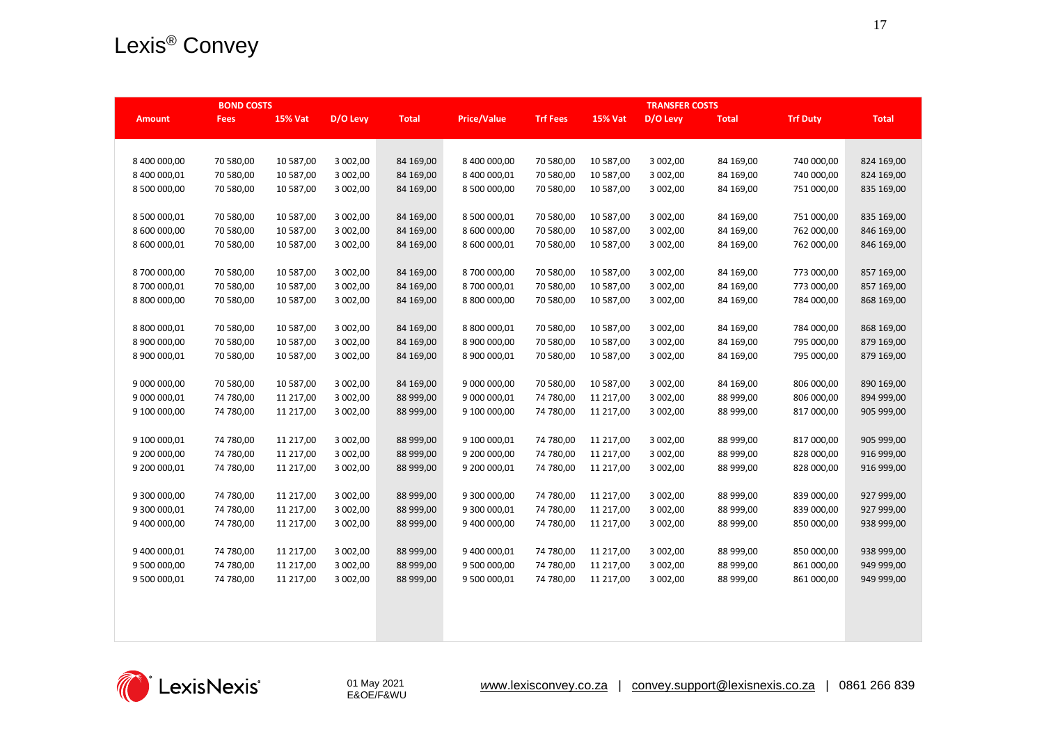| Amount | BOND COSTS Fees | 15% Vat | D/O Levy | Total | Price/Value | TRANSFER COSTS Trf Fees | 15% Vat | D/O Levy | Total | Trf Duty | Total |
|---|---|---|---|---|---|---|---|---|---|---|---|
| 8 400 000,00 | 70 580,00 | 10 587,00 | 3 002,00 | 84 169,00 | 8 400 000,00 | 70 580,00 | 10 587,00 | 3 002,00 | 84 169,00 | 740 000,00 | 824 169,00 |
| 8 400 000,01 | 70 580,00 | 10 587,00 | 3 002,00 | 84 169,00 | 8 400 000,01 | 70 580,00 | 10 587,00 | 3 002,00 | 84 169,00 | 740 000,00 | 824 169,00 |
| 8 500 000,00 | 70 580,00 | 10 587,00 | 3 002,00 | 84 169,00 | 8 500 000,00 | 70 580,00 | 10 587,00 | 3 002,00 | 84 169,00 | 751 000,00 | 835 169,00 |
| 8 500 000,01 | 70 580,00 | 10 587,00 | 3 002,00 | 84 169,00 | 8 500 000,01 | 70 580,00 | 10 587,00 | 3 002,00 | 84 169,00 | 751 000,00 | 835 169,00 |
| 8 600 000,00 | 70 580,00 | 10 587,00 | 3 002,00 | 84 169,00 | 8 600 000,00 | 70 580,00 | 10 587,00 | 3 002,00 | 84 169,00 | 762 000,00 | 846 169,00 |
| 8 600 000,01 | 70 580,00 | 10 587,00 | 3 002,00 | 84 169,00 | 8 600 000,01 | 70 580,00 | 10 587,00 | 3 002,00 | 84 169,00 | 762 000,00 | 846 169,00 |
| 8 700 000,00 | 70 580,00 | 10 587,00 | 3 002,00 | 84 169,00 | 8 700 000,00 | 70 580,00 | 10 587,00 | 3 002,00 | 84 169,00 | 773 000,00 | 857 169,00 |
| 8 700 000,01 | 70 580,00 | 10 587,00 | 3 002,00 | 84 169,00 | 8 700 000,01 | 70 580,00 | 10 587,00 | 3 002,00 | 84 169,00 | 773 000,00 | 857 169,00 |
| 8 800 000,00 | 70 580,00 | 10 587,00 | 3 002,00 | 84 169,00 | 8 800 000,00 | 70 580,00 | 10 587,00 | 3 002,00 | 84 169,00 | 784 000,00 | 868 169,00 |
| 8 800 000,01 | 70 580,00 | 10 587,00 | 3 002,00 | 84 169,00 | 8 800 000,01 | 70 580,00 | 10 587,00 | 3 002,00 | 84 169,00 | 784 000,00 | 868 169,00 |
| 8 900 000,00 | 70 580,00 | 10 587,00 | 3 002,00 | 84 169,00 | 8 900 000,00 | 70 580,00 | 10 587,00 | 3 002,00 | 84 169,00 | 795 000,00 | 879 169,00 |
| 8 900 000,01 | 70 580,00 | 10 587,00 | 3 002,00 | 84 169,00 | 8 900 000,01 | 70 580,00 | 10 587,00 | 3 002,00 | 84 169,00 | 795 000,00 | 879 169,00 |
| 9 000 000,00 | 70 580,00 | 10 587,00 | 3 002,00 | 84 169,00 | 9 000 000,00 | 70 580,00 | 10 587,00 | 3 002,00 | 84 169,00 | 806 000,00 | 890 169,00 |
| 9 000 000,01 | 74 780,00 | 11 217,00 | 3 002,00 | 88 999,00 | 9 000 000,01 | 74 780,00 | 11 217,00 | 3 002,00 | 88 999,00 | 806 000,00 | 894 999,00 |
| 9 100 000,00 | 74 780,00 | 11 217,00 | 3 002,00 | 88 999,00 | 9 100 000,00 | 74 780,00 | 11 217,00 | 3 002,00 | 88 999,00 | 817 000,00 | 905 999,00 |
| 9 100 000,01 | 74 780,00 | 11 217,00 | 3 002,00 | 88 999,00 | 9 100 000,01 | 74 780,00 | 11 217,00 | 3 002,00 | 88 999,00 | 817 000,00 | 905 999,00 |
| 9 200 000,00 | 74 780,00 | 11 217,00 | 3 002,00 | 88 999,00 | 9 200 000,00 | 74 780,00 | 11 217,00 | 3 002,00 | 88 999,00 | 828 000,00 | 916 999,00 |
| 9 200 000,01 | 74 780,00 | 11 217,00 | 3 002,00 | 88 999,00 | 9 200 000,01 | 74 780,00 | 11 217,00 | 3 002,00 | 88 999,00 | 828 000,00 | 916 999,00 |
| 9 300 000,00 | 74 780,00 | 11 217,00 | 3 002,00 | 88 999,00 | 9 300 000,00 | 74 780,00 | 11 217,00 | 3 002,00 | 88 999,00 | 839 000,00 | 927 999,00 |
| 9 300 000,01 | 74 780,00 | 11 217,00 | 3 002,00 | 88 999,00 | 9 300 000,01 | 74 780,00 | 11 217,00 | 3 002,00 | 88 999,00 | 839 000,00 | 927 999,00 |
| 9 400 000,00 | 74 780,00 | 11 217,00 | 3 002,00 | 88 999,00 | 9 400 000,00 | 74 780,00 | 11 217,00 | 3 002,00 | 88 999,00 | 850 000,00 | 938 999,00 |
| 9 400 000,01 | 74 780,00 | 11 217,00 | 3 002,00 | 88 999,00 | 9 400 000,01 | 74 780,00 | 11 217,00 | 3 002,00 | 88 999,00 | 850 000,00 | 938 999,00 |
| 9 500 000,00 | 74 780,00 | 11 217,00 | 3 002,00 | 88 999,00 | 9 500 000,00 | 74 780,00 | 11 217,00 | 3 002,00 | 88 999,00 | 861 000,00 | 949 999,00 |
| 9 500 000,01 | 74 780,00 | 11 217,00 | 3 002,00 | 88 999,00 | 9 500 000,01 | 74 780,00 | 11 217,00 | 3 002,00 | 88 999,00 | 861 000,00 | 949 999,00 |

01 May 2021
E&OE/F&WU

www.lexisconvey.co.za | convey.support@lexisnexis.co.za | 0861 266 839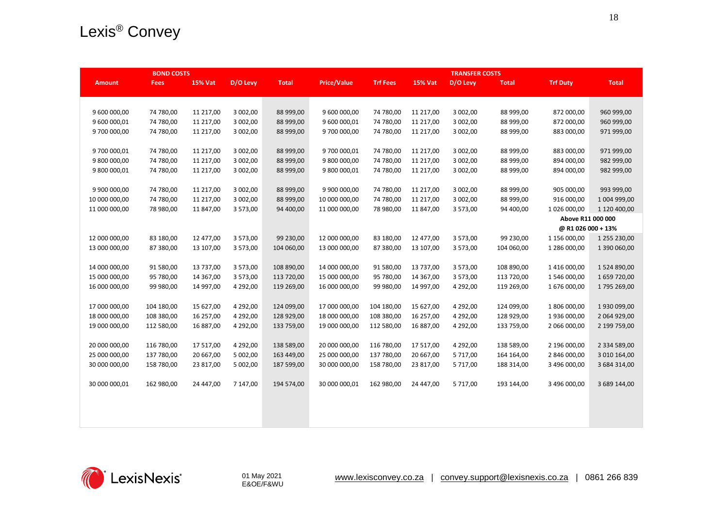# Lexis® Convey

| BOND COSTS | | | | | TRANSFER COSTS | | | | | | |
|---|---|---|---|---|---|---|---|---|---|---|---|
| Amount | Fees | 15% Vat | D/O Levy | Total | Price/Value | Trf Fees | 15% Vat | D/O Levy | Total | Trf Duty | Total |
| 9 600 000,00 | 74 780,00 | 11 217,00 | 3 002,00 | 88 999,00 | 9 600 000,00 | 74 780,00 | 11 217,00 | 3 002,00 | 88 999,00 | 872 000,00 | 960 999,00 |
| 9 600 000,01 | 74 780,00 | 11 217,00 | 3 002,00 | 88 999,00 | 9 600 000,01 | 74 780,00 | 11 217,00 | 3 002,00 | 88 999,00 | 872 000,00 | 960 999,00 |
| 9 700 000,00 | 74 780,00 | 11 217,00 | 3 002,00 | 88 999,00 | 9 700 000,00 | 74 780,00 | 11 217,00 | 3 002,00 | 88 999,00 | 883 000,00 | 971 999,00 |
| 9 700 000,01 | 74 780,00 | 11 217,00 | 3 002,00 | 88 999,00 | 9 700 000,01 | 74 780,00 | 11 217,00 | 3 002,00 | 88 999,00 | 883 000,00 | 971 999,00 |
| 9 800 000,00 | 74 780,00 | 11 217,00 | 3 002,00 | 88 999,00 | 9 800 000,00 | 74 780,00 | 11 217,00 | 3 002,00 | 88 999,00 | 894 000,00 | 982 999,00 |
| 9 800 000,01 | 74 780,00 | 11 217,00 | 3 002,00 | 88 999,00 | 9 800 000,01 | 74 780,00 | 11 217,00 | 3 002,00 | 88 999,00 | 894 000,00 | 982 999,00 |
| 9 900 000,00 | 74 780,00 | 11 217,00 | 3 002,00 | 88 999,00 | 9 900 000,00 | 74 780,00 | 11 217,00 | 3 002,00 | 88 999,00 | 905 000,00 | 993 999,00 |
| 10 000 000,00 | 74 780,00 | 11 217,00 | 3 002,00 | 88 999,00 | 10 000 000,00 | 74 780,00 | 11 217,00 | 3 002,00 | 88 999,00 | 916 000,00 | 1 004 999,00 |
| 11 000 000,00 | 78 980,00 | 11 847,00 | 3 573,00 | 94 400,00 | 11 000 000,00 | 78 980,00 | 11 847,00 | 3 573,00 | 94 400,00 | 1 026 000,00 | 1 120 400,00 |
| | | | | | | | | | | **Above R11 000 000 @ R1 026 000 + 13%** | |
| 12 000 000,00 | 83 180,00 | 12 477,00 | 3 573,00 | 99 230,00 | 12 000 000,00 | 83 180,00 | 12 477,00 | 3 573,00 | 99 230,00 | 1 156 000,00 | 1 255 230,00 |
| 13 000 000,00 | 87 380,00 | 13 107,00 | 3 573,00 | 104 060,00 | 13 000 000,00 | 87 380,00 | 13 107,00 | 3 573,00 | 104 060,00 | 1 286 000,00 | 1 390 060,00 |
| 14 000 000,00 | 91 580,00 | 13 737,00 | 3 573,00 | 108 890,00 | 14 000 000,00 | 91 580,00 | 13 737,00 | 3 573,00 | 108 890,00 | 1 416 000,00 | 1 524 890,00 |
| 15 000 000,00 | 95 780,00 | 14 367,00 | 3 573,00 | 113 720,00 | 15 000 000,00 | 95 780,00 | 14 367,00 | 3 573,00 | 113 720,00 | 1 546 000,00 | 1 659 720,00 |
| 16 000 000,00 | 99 980,00 | 14 997,00 | 4 292,00 | 119 269,00 | 16 000 000,00 | 99 980,00 | 14 997,00 | 4 292,00 | 119 269,00 | 1 676 000,00 | 1 795 269,00 |
| 17 000 000,00 | 104 180,00 | 15 627,00 | 4 292,00 | 124 099,00 | 17 000 000,00 | 104 180,00 | 15 627,00 | 4 292,00 | 124 099,00 | 1 806 000,00 | 1 930 099,00 |
| 18 000 000,00 | 108 380,00 | 16 257,00 | 4 292,00 | 128 929,00 | 18 000 000,00 | 108 380,00 | 16 257,00 | 4 292,00 | 128 929,00 | 1 936 000,00 | 2 064 929,00 |
| 19 000 000,00 | 112 580,00 | 16 887,00 | 4 292,00 | 133 759,00 | 19 000 000,00 | 112 580,00 | 16 887,00 | 4 292,00 | 133 759,00 | 2 066 000,00 | 2 199 759,00 |
| 20 000 000,00 | 116 780,00 | 17 517,00 | 4 292,00 | 138 589,00 | 20 000 000,00 | 116 780,00 | 17 517,00 | 4 292,00 | 138 589,00 | 2 196 000,00 | 2 334 589,00 |
| 25 000 000,00 | 137 780,00 | 20 667,00 | 5 002,00 | 163 449,00 | 25 000 000,00 | 137 780,00 | 20 667,00 | 5 717,00 | 164 164,00 | 2 846 000,00 | 3 010 164,00 |
| 30 000 000,00 | 158 780,00 | 23 817,00 | 5 002,00 | 187 599,00 | 30 000 000,00 | 158 780,00 | 23 817,00 | 5 717,00 | 188 314,00 | 3 496 000,00 | 3 684 314,00 |
| 30 000 000,01 | 162 980,00 | 24 447,00 | 7 147,00 | 194 574,00 | 30 000 000,01 | 162 980,00 | 24 447,00 | 5 717,00 | 193 144,00 | 3 496 000,00 | 3 689 144,00 |

01 May 2021
E&OE/F&WU

www.lexisconvey.co.za | convey.support@lexisnexis.co.za | 0861 266 839